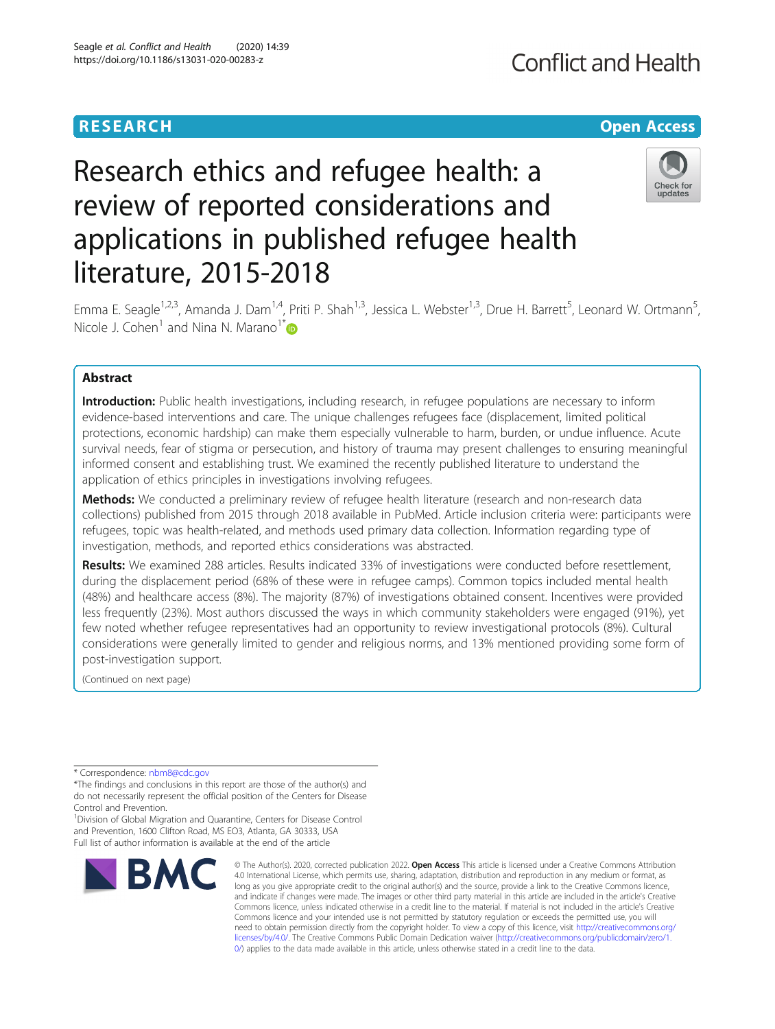RESEARCH

Open Access

# Research ethics and refugee health: a review of reported considerations and applications in published refugee health literature, 2015-2018

Emma E. Seagle[1,2,3], Amanda J. Dam[1,4], Priti P. Shah[1,3], Jessica L. Webster[1,3], Drue H. Barrett[5], Leonard W. Ortmann[5], Nicole J. Cohen[1] and Nina N. Marano[1*]

## Abstract

**Introduction:** Public health investigations, including research, in refugee populations are necessary to inform evidence-based interventions and care. The unique challenges refugees face (displacement, limited political protections, economic hardship) can make them especially vulnerable to harm, burden, or undue influence. Acute survival needs, fear of stigma or persecution, and history of trauma may present challenges to ensuring meaningful informed consent and establishing trust. We examined the recently published literature to understand the application of ethics principles in investigations involving refugees.

**Methods:** We conducted a preliminary review of refugee health literature (research and non-research data collections) published from 2015 through 2018 available in PubMed. Article inclusion criteria were: participants were refugees, topic was health-related, and methods used primary data collection. Information regarding type of investigation, methods, and reported ethics considerations was abstracted.

**Results:** We examined 288 articles. Results indicated 33% of investigations were conducted before resettlement, during the displacement period (68% of these were in refugee camps). Common topics included mental health (48%) and healthcare access (8%). The majority (87%) of investigations obtained consent. Incentives were provided less frequently (23%). Most authors discussed the ways in which community stakeholders were engaged (91%), yet few noted whether refugee representatives had an opportunity to review investigational protocols (8%). Cultural considerations were generally limited to gender and religious norms, and 13% mentioned providing some form of post-investigation support.

(Continued on next page)

* Correspondence: nbm8@cdc.gov

*The findings and conclusions in this report are those of the author(s) and do not necessarily represent the official position of the Centers for Disease Control and Prevention.

[1]Division of Global Migration and Quarantine, Centers for Disease Control and Prevention, 1600 Clifton Road, MS EO3, Atlanta, GA 30333, USA

Full list of author information is available at the end of the article

© The Author(s). 2020, corrected publication 2022. **Open Access** This article is licensed under a Creative Commons Attribution 4.0 International License, which permits use, sharing, adaptation, distribution and reproduction in any medium or format, as long as you give appropriate credit to the original author(s) and the source, provide a link to the Creative Commons licence, and indicate if changes were made. The images or other third party material in this article are included in the article's Creative Commons licence, unless indicated otherwise in a credit line to the material. If material is not included in the article's Creative Commons licence and your intended use is not permitted by statutory regulation or exceeds the permitted use, you will need to obtain permission directly from the copyright holder. To view a copy of this licence, visit http://creativecommons.org/licenses/by/4.0/. The Creative Commons Public Domain Dedication waiver (http://creativecommons.org/publicdomain/zero/1.0/) applies to the data made available in this article, unless otherwise stated in a credit line to the data.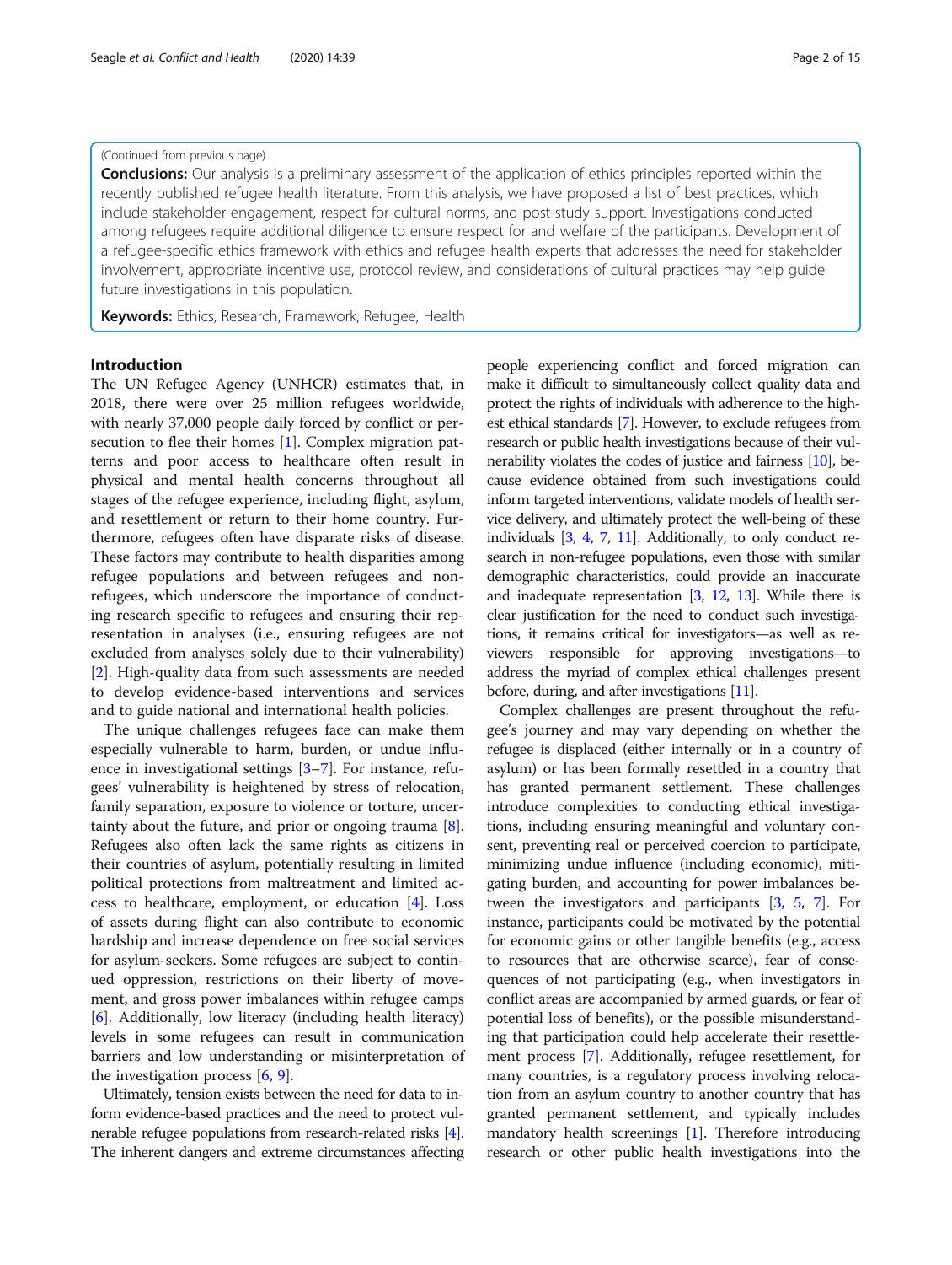(Continued from previous page)

**Conclusions:** Our analysis is a preliminary assessment of the application of ethics principles reported within the recently published refugee health literature. From this analysis, we have proposed a list of best practices, which include stakeholder engagement, respect for cultural norms, and post-study support. Investigations conducted among refugees require additional diligence to ensure respect for and welfare of the participants. Development of a refugee-specific ethics framework with ethics and refugee health experts that addresses the need for stakeholder involvement, appropriate incentive use, protocol review, and considerations of cultural practices may help guide future investigations in this population.

**Keywords:** Ethics, Research, Framework, Refugee, Health

## Introduction

The UN Refugee Agency (UNHCR) estimates that, in 2018, there were over 25 million refugees worldwide, with nearly 37,000 people daily forced by conflict or persecution to flee their homes [1]. Complex migration patterns and poor access to healthcare often result in physical and mental health concerns throughout all stages of the refugee experience, including flight, asylum, and resettlement or return to their home country. Furthermore, refugees often have disparate risks of disease. These factors may contribute to health disparities among refugee populations and between refugees and non-refugees, which underscore the importance of conducting research specific to refugees and ensuring their representation in analyses (i.e., ensuring refugees are not excluded from analyses solely due to their vulnerability) [2]. High-quality data from such assessments are needed to develop evidence-based interventions and services and to guide national and international health policies.

The unique challenges refugees face can make them especially vulnerable to harm, burden, or undue influence in investigational settings [3–7]. For instance, refugees' vulnerability is heightened by stress of relocation, family separation, exposure to violence or torture, uncertainty about the future, and prior or ongoing trauma [8]. Refugees also often lack the same rights as citizens in their countries of asylum, potentially resulting in limited political protections from maltreatment and limited access to healthcare, employment, or education [4]. Loss of assets during flight can also contribute to economic hardship and increase dependence on free social services for asylum-seekers. Some refugees are subject to continued oppression, restrictions on their liberty of movement, and gross power imbalances within refugee camps [6]. Additionally, low literacy (including health literacy) levels in some refugees can result in communication barriers and low understanding or misinterpretation of the investigation process [6, 9].

Ultimately, tension exists between the need for data to inform evidence-based practices and the need to protect vulnerable refugee populations from research-related risks [4]. The inherent dangers and extreme circumstances affecting people experiencing conflict and forced migration can make it difficult to simultaneously collect quality data and protect the rights of individuals with adherence to the highest ethical standards [7]. However, to exclude refugees from research or public health investigations because of their vulnerability violates the codes of justice and fairness [10], because evidence obtained from such investigations could inform targeted interventions, validate models of health service delivery, and ultimately protect the well-being of these individuals [3, 4, 7, 11]. Additionally, to only conduct research in non-refugee populations, even those with similar demographic characteristics, could provide an inaccurate and inadequate representation [3, 12, 13]. While there is clear justification for the need to conduct such investigations, it remains critical for investigators—as well as reviewers responsible for approving investigations—to address the myriad of complex ethical challenges present before, during, and after investigations [11].

Complex challenges are present throughout the refugee's journey and may vary depending on whether the refugee is displaced (either internally or in a country of asylum) or has been formally resettled in a country that has granted permanent settlement. These challenges introduce complexities to conducting ethical investigations, including ensuring meaningful and voluntary consent, preventing real or perceived coercion to participate, minimizing undue influence (including economic), mitigating burden, and accounting for power imbalances between the investigators and participants [3, 5, 7]. For instance, participants could be motivated by the potential for economic gains or other tangible benefits (e.g., access to resources that are otherwise scarce), fear of consequences of not participating (e.g., when investigators in conflict areas are accompanied by armed guards, or fear of potential loss of benefits), or the possible misunderstanding that participation could help accelerate their resettlement process [7]. Additionally, refugee resettlement, for many countries, is a regulatory process involving relocation from an asylum country to another country that has granted permanent settlement, and typically includes mandatory health screenings [1]. Therefore introducing research or other public health investigations into the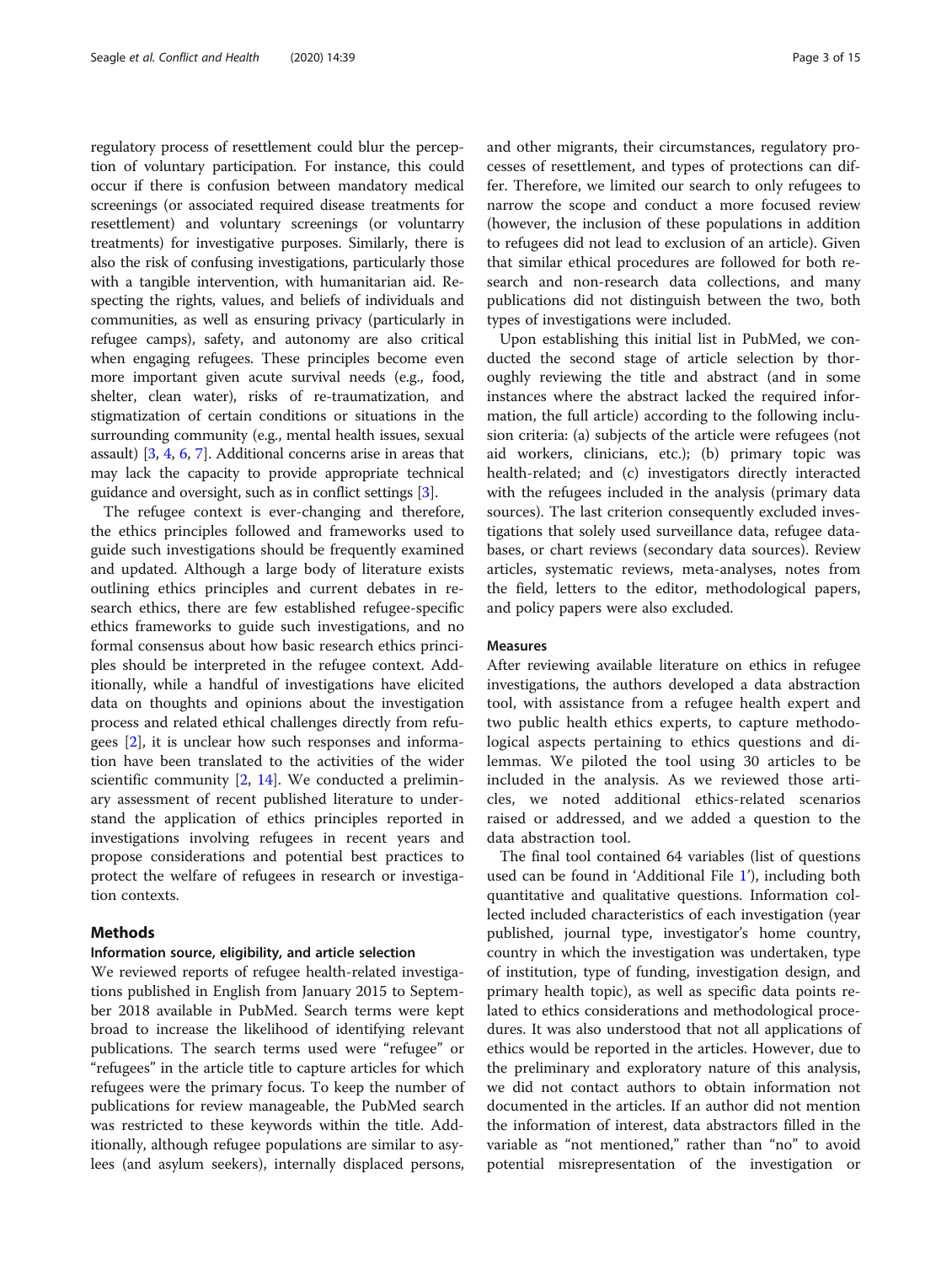regulatory process of resettlement could blur the perception of voluntary participation. For instance, this could occur if there is confusion between mandatory medical screenings (or associated required disease treatments for resettlement) and voluntary screenings (or voluntary treatments) for investigative purposes. Similarly, there is also the risk of confusing investigations, particularly those with a tangible intervention, with humanitarian aid. Respecting the rights, values, and beliefs of individuals and communities, as well as ensuring privacy (particularly in refugee camps), safety, and autonomy are also critical when engaging refugees. These principles become even more important given acute survival needs (e.g., food, shelter, clean water), risks of re-traumatization, and stigmatization of certain conditions or situations in the surrounding community (e.g., mental health issues, sexual assault) [3, 4, 6, 7]. Additional concerns arise in areas that may lack the capacity to provide appropriate technical guidance and oversight, such as in conflict settings [3].

The refugee context is ever-changing and therefore, the ethics principles followed and frameworks used to guide such investigations should be frequently examined and updated. Although a large body of literature exists outlining ethics principles and current debates in research ethics, there are few established refugee-specific ethics frameworks to guide such investigations, and no formal consensus about how basic research ethics principles should be interpreted in the refugee context. Additionally, while a handful of investigations have elicited data on thoughts and opinions about the investigation process and related ethical challenges directly from refugees [2], it is unclear how such responses and information have been translated to the activities of the wider scientific community [2, 14]. We conducted a preliminary assessment of recent published literature to understand the application of ethics principles reported in investigations involving refugees in recent years and propose considerations and potential best practices to protect the welfare of refugees in research or investigation contexts.

## Methods

### Information source, eligibility, and article selection

We reviewed reports of refugee health-related investigations published in English from January 2015 to September 2018 available in PubMed. Search terms were kept broad to increase the likelihood of identifying relevant publications. The search terms used were "refugee" or "refugees" in the article title to capture articles for which refugees were the primary focus. To keep the number of publications for review manageable, the PubMed search was restricted to these keywords within the title. Additionally, although refugee populations are similar to asylees (and asylum seekers), internally displaced persons, and other migrants, their circumstances, regulatory processes of resettlement, and types of protections can differ. Therefore, we limited our search to only refugees to narrow the scope and conduct a more focused review (however, the inclusion of these populations in addition to refugees did not lead to exclusion of an article). Given that similar ethical procedures are followed for both research and non-research data collections, and many publications did not distinguish between the two, both types of investigations were included.

Upon establishing this initial list in PubMed, we conducted the second stage of article selection by thoroughly reviewing the title and abstract (and in some instances where the abstract lacked the required information, the full article) according to the following inclusion criteria: (a) subjects of the article were refugees (not aid workers, clinicians, etc.); (b) primary topic was health-related; and (c) investigators directly interacted with the refugees included in the analysis (primary data sources). The last criterion consequently excluded investigations that solely used surveillance data, refugee databases, or chart reviews (secondary data sources). Review articles, systematic reviews, meta-analyses, notes from the field, letters to the editor, methodological papers, and policy papers were also excluded.

### Measures

After reviewing available literature on ethics in refugee investigations, the authors developed a data abstraction tool, with assistance from a refugee health expert and two public health ethics experts, to capture methodological aspects pertaining to ethics questions and dilemmas. We piloted the tool using 30 articles to be included in the analysis. As we reviewed those articles, we noted additional ethics-related scenarios raised or addressed, and we added a question to the data abstraction tool.

The final tool contained 64 variables (list of questions used can be found in 'Additional File 1'), including both quantitative and qualitative questions. Information collected included characteristics of each investigation (year published, journal type, investigator's home country, country in which the investigation was undertaken, type of institution, type of funding, investigation design, and primary health topic), as well as specific data points related to ethics considerations and methodological procedures. It was also understood that not all applications of ethics would be reported in the articles. However, due to the preliminary and exploratory nature of this analysis, we did not contact authors to obtain information not documented in the articles. If an author did not mention the information of interest, data abstractors filled in the variable as "not mentioned," rather than "no" to avoid potential misrepresentation of the investigation or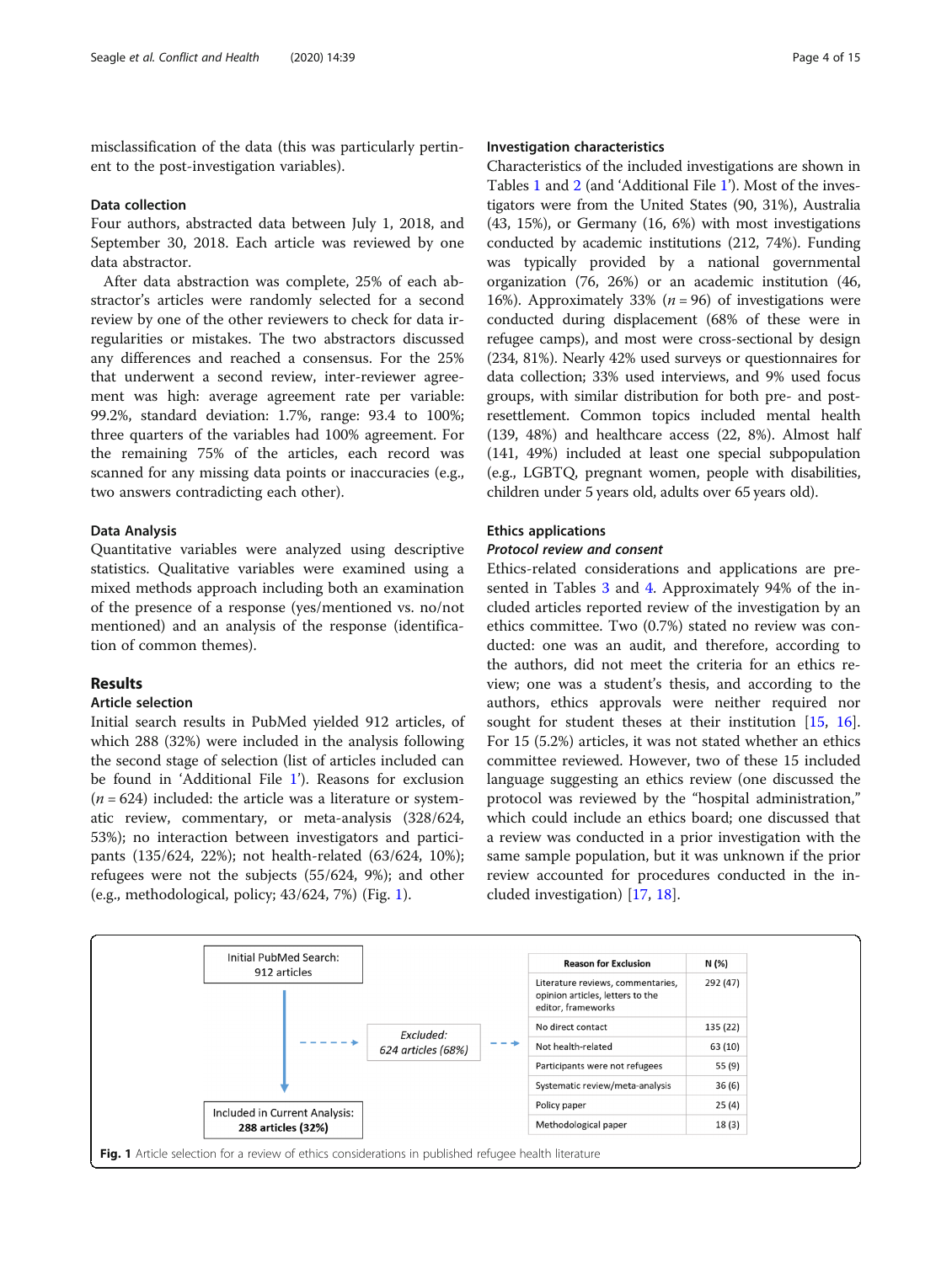misclassification of the data (this was particularly pertinent to the post-investigation variables).

### Data collection

Four authors, abstracted data between July 1, 2018, and September 30, 2018. Each article was reviewed by one data abstractor.

After data abstraction was complete, 25% of each abstractor's articles were randomly selected for a second review by one of the other reviewers to check for data irregularities or mistakes. The two abstractors discussed any differences and reached a consensus. For the 25% that underwent a second review, inter-reviewer agreement was high: average agreement rate per variable: 99.2%, standard deviation: 1.7%, range: 93.4 to 100%; three quarters of the variables had 100% agreement. For the remaining 75% of the articles, each record was scanned for any missing data points or inaccuracies (e.g., two answers contradicting each other).

### Data Analysis

Quantitative variables were analyzed using descriptive statistics. Qualitative variables were examined using a mixed methods approach including both an examination of the presence of a response (yes/mentioned vs. no/not mentioned) and an analysis of the response (identification of common themes).

## Results

### Article selection

Initial search results in PubMed yielded 912 articles, of which 288 (32%) were included in the analysis following the second stage of selection (list of articles included can be found in 'Additional File 1'). Reasons for exclusion ($n = 624$) included: the article was a literature or systematic review, commentary, or meta-analysis (328/624, 53%); no interaction between investigators and participants (135/624, 22%); not health-related (63/624, 10%); refugees were not the subjects (55/624, 9%); and other (e.g., methodological, policy; 43/624, 7%) (Fig. 1).

### Investigation characteristics

Characteristics of the included investigations are shown in Tables 1 and 2 (and 'Additional File 1'). Most of the investigators were from the United States (90, 31%), Australia (43, 15%), or Germany (16, 6%) with most investigations conducted by academic institutions (212, 74%). Funding was typically provided by a national governmental organization (76, 26%) or an academic institution (46, 16%). Approximately 33% ($n = 96$) of investigations were conducted during displacement (68% of these were in refugee camps), and most were cross-sectional by design (234, 81%). Nearly 42% used surveys or questionnaires for data collection; 33% used interviews, and 9% used focus groups, with similar distribution for both pre- and post-resettlement. Common topics included mental health (139, 48%) and healthcare access (22, 8%). Almost half (141, 49%) included at least one special subpopulation (e.g., LGBTQ, pregnant women, people with disabilities, children under 5 years old, adults over 65 years old).

### Ethics applications

#### *Protocol review and consent*

Ethics-related considerations and applications are presented in Tables 3 and 4. Approximately 94% of the included articles reported review of the investigation by an ethics committee. Two (0.7%) stated no review was conducted: one was an audit, and therefore, according to the authors, did not meet the criteria for an ethics review; one was a student's thesis, and according to the authors, ethics approvals were neither required nor sought for student theses at their institution [15, 16]. For 15 (5.2%) articles, it was not stated whether an ethics committee reviewed. However, two of these 15 included language suggesting an ethics review (one discussed the protocol was reviewed by the "hospital administration," which could include an ethics board; one discussed that a review was conducted in a prior investigation with the same sample population, but it was unknown if the prior review accounted for procedures conducted in the included investigation) [17, 18].

Initial PubMed Search: 912 articles → Excluded: *624 articles (68%)* → Included in Current Analysis: **288 articles (32%)**

| Reason for Exclusion | N (%) |
|---|---|
| Literature reviews, commentaries, opinion articles, letters to the editor, frameworks | 292 (47) |
| No direct contact | 135 (22) |
| Not health-related | 63 (10) |
| Participants were not refugees | 55 (9) |
| Systematic review/meta-analysis | 36 (6) |
| Policy paper | 25 (4) |
| Methodological paper | 18 (3) |

**Fig. 1** Article selection for a review of ethics considerations in published refugee health literature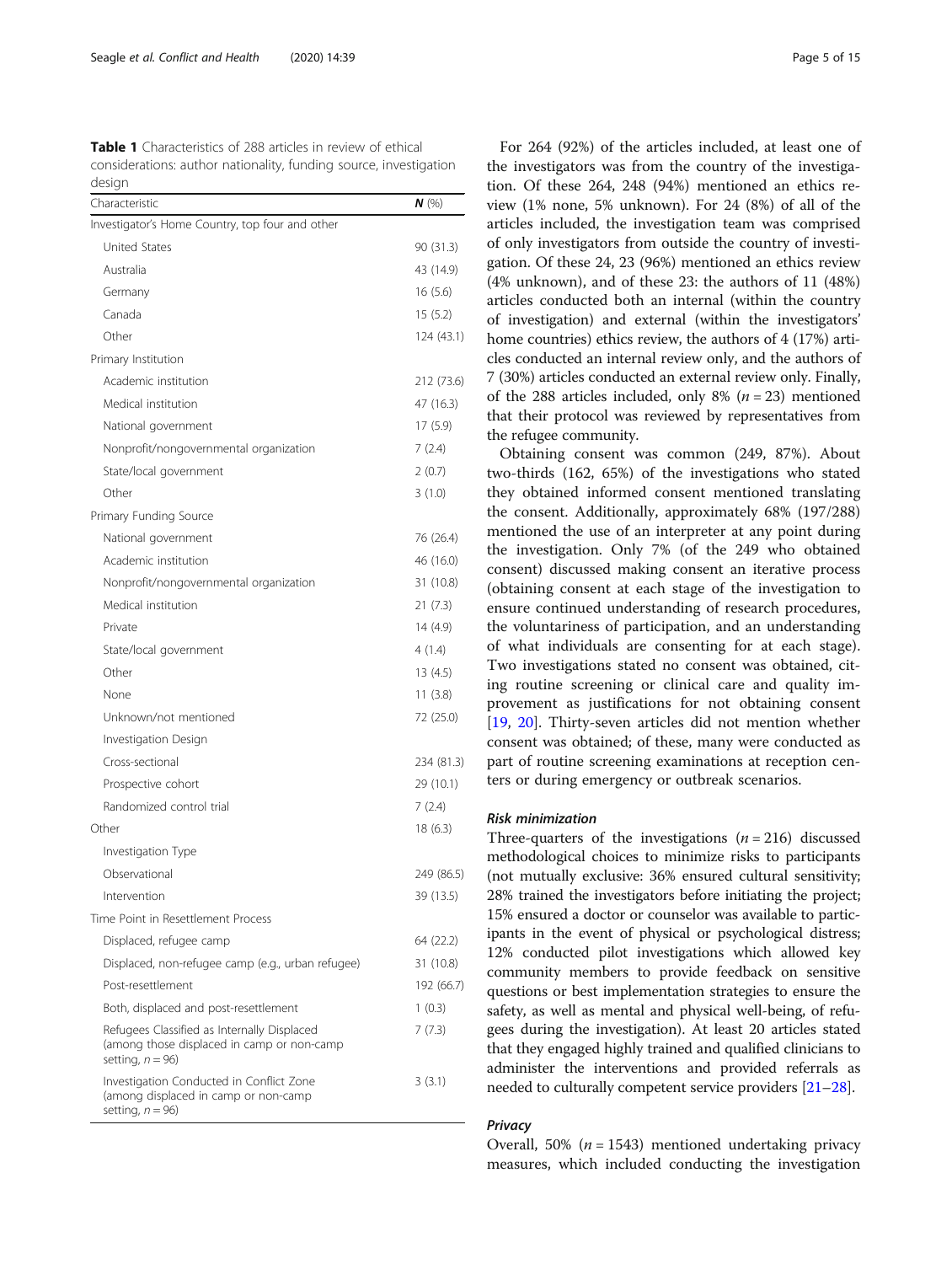**Table 1** Characteristics of 288 articles in review of ethical considerations: author nationality, funding source, investigation design

| Characteristic | $N$ (%) |
|---|---|
| Investigator's Home Country, top four and other | |
| United States | 90 (31.3) |
| Australia | 43 (14.9) |
| Germany | 16 (5.6) |
| Canada | 15 (5.2) |
| Other | 124 (43.1) |
| Primary Institution | |
| Academic institution | 212 (73.6) |
| Medical institution | 47 (16.3) |
| National government | 17 (5.9) |
| Nonprofit/nongovernmental organization | 7 (2.4) |
| State/local government | 2 (0.7) |
| Other | 3 (1.0) |
| Primary Funding Source | |
| National government | 76 (26.4) |
| Academic institution | 46 (16.0) |
| Nonprofit/nongovernmental organization | 31 (10.8) |
| Medical institution | 21 (7.3) |
| Private | 14 (4.9) |
| State/local government | 4 (1.4) |
| Other | 13 (4.5) |
| None | 11 (3.8) |
| Unknown/not mentioned | 72 (25.0) |
| Investigation Design | |
| Cross-sectional | 234 (81.3) |
| Prospective cohort | 29 (10.1) |
| Randomized control trial | 7 (2.4) |
| Other | 18 (6.3) |
| Investigation Type | |
| Observational | 249 (86.5) |
| Intervention | 39 (13.5) |
| Time Point in Resettlement Process | |
| Displaced, refugee camp | 64 (22.2) |
| Displaced, non-refugee camp (e.g., urban refugee) | 31 (10.8) |
| Post-resettlement | 192 (66.7) |
| Both, displaced and post-resettlement | 1 (0.3) |
| Refugees Classified as Internally Displaced (among those displaced in camp or non-camp setting, $n = 96$) | 7 (7.3) |
| Investigation Conducted in Conflict Zone (among displaced in camp or non-camp setting, $n = 96$) | 3 (3.1) |

For 264 (92%) of the articles included, at least one of the investigators was from the country of the investigation. Of these 264, 248 (94%) mentioned an ethics review (1% none, 5% unknown). For 24 (8%) of all of the articles included, the investigation team was comprised of only investigators from outside the country of investigation. Of these 24, 23 (96%) mentioned an ethics review (4% unknown), and of these 23: the authors of 11 (48%) articles conducted both an internal (within the country of investigation) and external (within the investigators' home countries) ethics review, the authors of 4 (17%) articles conducted an internal review only, and the authors of 7 (30%) articles conducted an external review only. Finally, of the 288 articles included, only 8% ($n = 23$) mentioned that their protocol was reviewed by representatives from the refugee community.

Obtaining consent was common (249, 87%). About two-thirds (162, 65%) of the investigations who stated they obtained informed consent mentioned translating the consent. Additionally, approximately 68% (197/288) mentioned the use of an interpreter at any point during the investigation. Only 7% (of the 249 who obtained consent) discussed making consent an iterative process (obtaining consent at each stage of the investigation to ensure continued understanding of research procedures, the voluntariness of participation, and an understanding of what individuals are consenting for at each stage). Two investigations stated no consent was obtained, citing routine screening or clinical care and quality improvement as justifications for not obtaining consent [19, 20]. Thirty-seven articles did not mention whether consent was obtained; of these, many were conducted as part of routine screening examinations at reception centers or during emergency or outbreak scenarios.

#### Risk minimization

Three-quarters of the investigations ($n = 216$) discussed methodological choices to minimize risks to participants (not mutually exclusive: 36% ensured cultural sensitivity; 28% trained the investigators before initiating the project; 15% ensured a doctor or counselor was available to participants in the event of physical or psychological distress; 12% conducted pilot investigations which allowed key community members to provide feedback on sensitive questions or best implementation strategies to ensure the safety, as well as mental and physical well-being, of refugees during the investigation). At least 20 articles stated that they engaged highly trained and qualified clinicians to administer the interventions and provided referrals as needed to culturally competent service providers [21–28].

#### Privacy

Overall, 50% ($n = 1543$) mentioned undertaking privacy measures, which included conducting the investigation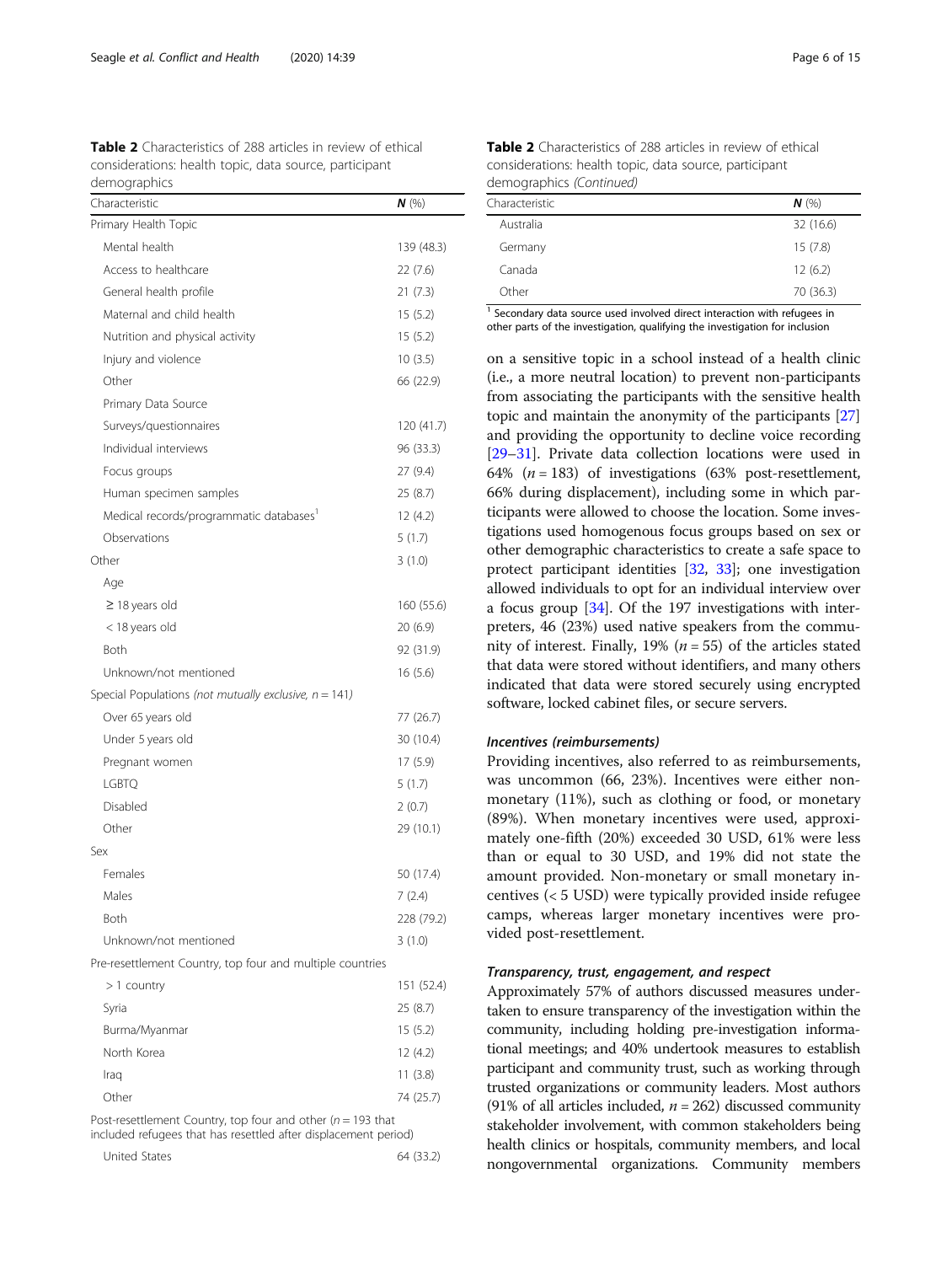**Table 2** Characteristics of 288 articles in review of ethical considerations: health topic, data source, participant demographics

| Characteristic | ***N*** (%) |
|---|---|
| Primary Health Topic | |
| Mental health | 139 (48.3) |
| Access to healthcare | 22 (7.6) |
| General health profile | 21 (7.3) |
| Maternal and child health | 15 (5.2) |
| Nutrition and physical activity | 15 (5.2) |
| Injury and violence | 10 (3.5) |
| Other | 66 (22.9) |
| Primary Data Source | |
| Surveys/questionnaires | 120 (41.7) |
| Individual interviews | 96 (33.3) |
| Focus groups | 27 (9.4) |
| Human specimen samples | 25 (8.7) |
| Medical records/programmatic databases[1] | 12 (4.2) |
| Observations | 5 (1.7) |
| Other | 3 (1.0) |
| Age | |
| ≥ 18 years old | 160 (55.6) |
| < 18 years old | 20 (6.9) |
| Both | 92 (31.9) |
| Unknown/not mentioned | 16 (5.6) |
| Special Populations *(not mutually exclusive, n = 141)* | |
| Over 65 years old | 77 (26.7) |
| Under 5 years old | 30 (10.4) |
| Pregnant women | 17 (5.9) |
| LGBTQ | 5 (1.7) |
| Disabled | 2 (0.7) |
| Other | 29 (10.1) |
| Sex | |
| Females | 50 (17.4) |
| Males | 7 (2.4) |
| Both | 228 (79.2) |
| Unknown/not mentioned | 3 (1.0) |
| Pre-resettlement Country, top four and multiple countries | |
| > 1 country | 151 (52.4) |
| Syria | 25 (8.7) |
| Burma/Myanmar | 15 (5.2) |
| North Korea | 12 (4.2) |
| Iraq | 11 (3.8) |
| Other | 74 (25.7) |
| Post-resettlement Country, top four and other ($n = 193$ that included refugees that has resettled after displacement period) | |
| United States | 64 (33.2) |
| Australia | 32 (16.6) |
| Germany | 15 (7.8) |
| Canada | 12 (6.2) |
| Other | 70 (36.3) |

[1] Secondary data source used involved direct interaction with refugees in other parts of the investigation, qualifying the investigation for inclusion

on a sensitive topic in a school instead of a health clinic (i.e., a more neutral location) to prevent non-participants from associating the participants with the sensitive health topic and maintain the anonymity of the participants [27] and providing the opportunity to decline voice recording [29–31]. Private data collection locations were used in 64% ($n = 183$) of investigations (63% post-resettlement, 66% during displacement), including some in which participants were allowed to choose the location. Some investigations used homogenous focus groups based on sex or other demographic characteristics to create a safe space to protect participant identities [32, 33]; one investigation allowed individuals to opt for an individual interview over a focus group [34]. Of the 197 investigations with interpreters, 46 (23%) used native speakers from the community of interest. Finally, 19% ($n = 55$) of the articles stated that data were stored without identifiers, and many others indicated that data were stored securely using encrypted software, locked cabinet files, or secure servers.

### Incentives (reimbursements)

Providing incentives, also referred to as reimbursements, was uncommon (66, 23%). Incentives were either non-monetary (11%), such as clothing or food, or monetary (89%). When monetary incentives were used, approximately one-fifth (20%) exceeded 30 USD, 61% were less than or equal to 30 USD, and 19% did not state the amount provided. Non-monetary or small monetary incentives (< 5 USD) were typically provided inside refugee camps, whereas larger monetary incentives were provided post-resettlement.

### Transparency, trust, engagement, and respect

Approximately 57% of authors discussed measures undertaken to ensure transparency of the investigation within the community, including holding pre-investigation informational meetings; and 40% undertook measures to establish participant and community trust, such as working through trusted organizations or community leaders. Most authors (91% of all articles included, $n = 262$) discussed community stakeholder involvement, with common stakeholders being health clinics or hospitals, community members, and local nongovernmental organizations. Community members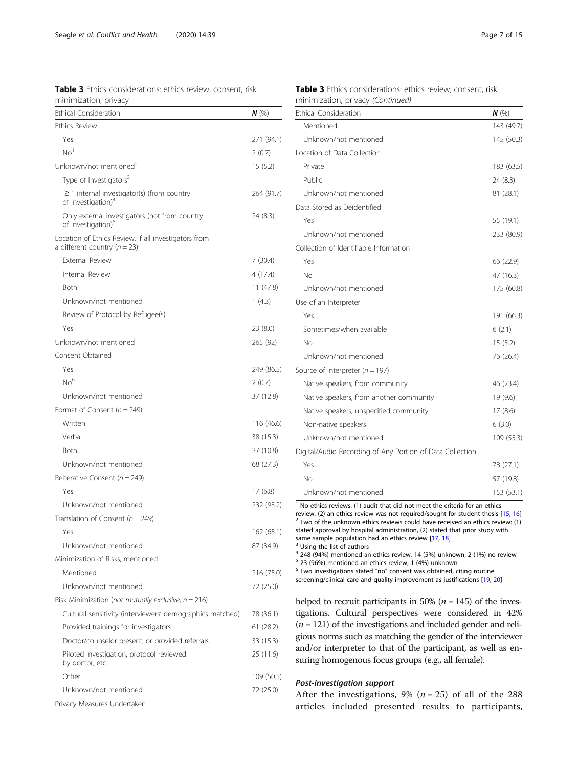**Table 3** Ethics considerations: ethics review, consent, risk minimization, privacy

| Ethical Consideration | **N** (%) |
|---|---|
| Ethics Review | |
| Yes | 271 (94.1) |
| No[1] | 2 (0.7) |
| Unknown/not mentioned[2] | 15 (5.2) |
| Type of Investigators[3] | |
| ≥ 1 internal investigator(s) (from country of investigation)[4] | 264 (91.7) |
| Only external investigators (not from country of investigation)[5] | 24 (8.3) |
| Location of Ethics Review, if all investigators from a different country (*n* = 23) | |
| External Review | 7 (30.4) |
| Internal Review | 4 (17.4) |
| Both | 11 (47.8) |
| Unknown/not mentioned | 1 (4.3) |
| Review of Protocol by Refugee(s) | |
| Yes | 23 (8.0) |
| Unknown/not mentioned | 265 (92) |
| Consent Obtained | |
| Yes | 249 (86.5) |
| No[6] | 2 (0.7) |
| Unknown/not mentioned | 37 (12.8) |
| Format of Consent (*n* = 249) | |
| Written | 116 (46.6) |
| Verbal | 38 (15.3) |
| Both | 27 (10.8) |
| Unknown/not mentioned | 68 (27.3) |
| Reiterative Consent (*n* = 249) | |
| Yes | 17 (6.8) |
| Unknown/not mentioned | 232 (93.2) |
| Translation of Consent (*n* = 249) | |
| Yes | 162 (65.1) |
| Unknown/not mentioned | 87 (34.9) |
| Minimization of Risks, mentioned | |
| Mentioned | 216 (75.0) |
| Unknown/not mentioned | 72 (25.0) |
| Risk Minimization (*not mutually exclusive*, *n* = 216) | |
| Cultural sensitivity (interviewers' demographics matched) | 78 (36.1) |
| Provided trainings for investigators | 61 (28.2) |
| Doctor/counselor present, or provided referrals | 33 (15.3) |
| Piloted investigation, protocol reviewed by doctor, etc. | 25 (11.6) |
| Other | 109 (50.5) |
| Unknown/not mentioned | 72 (25.0) |
| Privacy Measures Undertaken | |
| Mentioned | 143 (49.7) |
| Unknown/not mentioned | 145 (50.3) |
| Location of Data Collection | |
| Private | 183 (63.5) |
| Public | 24 (8.3) |
| Unknown/not mentioned | 81 (28.1) |
| Data Stored as Deidentified | |
| Yes | 55 (19.1) |
| Unknown/not mentioned | 233 (80.9) |
| Collection of Identifiable Information | |
| Yes | 66 (22.9) |
| No | 47 (16.3) |
| Unknown/not mentioned | 175 (60.8) |
| Use of an Interpreter | |
| Yes | 191 (66.3) |
| Sometimes/when available | 6 (2.1) |
| No | 15 (5.2) |
| Unknown/not mentioned | 76 (26.4) |
| Source of Interpreter (*n* = 197) | |
| Native speakers, from community | 46 (23.4) |
| Native speakers, from another community | 19 (9.6) |
| Native speakers, unspecified community | 17 (8.6) |
| Non-native speakers | 6 (3.0) |
| Unknown/not mentioned | 109 (55.3) |
| Digital/Audio Recording of Any Portion of Data Collection | |
| Yes | 78 (27.1) |
| No | 57 (19.8) |
| Unknown/not mentioned | 153 (53.1) |

[1] No ethics reviews: (1) audit that did not meet the criteria for an ethics review, (2) an ethics review was not required/sought for student thesis [15, 16]
[2] Two of the unknown ethics reviews could have received an ethics review: (1) stated approval by hospital administration, (2) stated that prior study with same sample population had an ethics review [17, 18]
[3] Using the list of authors
[4] 248 (94%) mentioned an ethics review, 14 (5%) unknown, 2 (1%) no review
[5] 23 (96%) mentioned an ethics review, 1 (4%) unknown
[6] Two investigations stated "no" consent was obtained, citing routine screening/clinical care and quality improvement as justifications [19, 20]

helped to recruit participants in 50% (*n* = 145) of the investigations. Cultural perspectives were considered in 42% (*n* = 121) of the investigations and included gender and religious norms such as matching the gender of the interviewer and/or interpreter to that of the participant, as well as ensuring homogenous focus groups (e.g., all female).

#### Post-investigation support

After the investigations, 9% (*n* = 25) of all of the 288 articles included presented results to participants,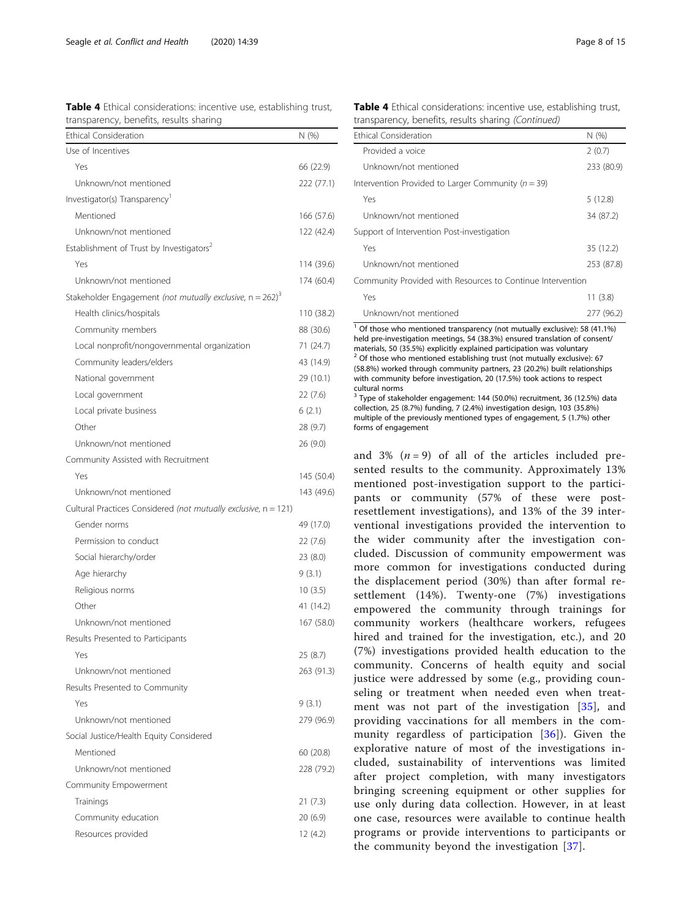**Table 4** Ethical considerations: incentive use, establishing trust, transparency, benefits, results sharing

| Ethical Consideration | N (%) |
| --- | --- |
| Use of Incentives | |
| Yes | 66 (22.9) |
| Unknown/not mentioned | 222 (77.1) |
| Investigator(s) Transparency[1] | |
| Mentioned | 166 (57.6) |
| Unknown/not mentioned | 122 (42.4) |
| Establishment of Trust by Investigators[2] | |
| Yes | 114 (39.6) |
| Unknown/not mentioned | 174 (60.4) |
| Stakeholder Engagement *(not mutually exclusive, n = 262)*[3] | |
| Health clinics/hospitals | 110 (38.2) |
| Community members | 88 (30.6) |
| Local nonprofit/nongovernmental organization | 71 (24.7) |
| Community leaders/elders | 43 (14.9) |
| National government | 29 (10.1) |
| Local government | 22 (7.6) |
| Local private business | 6 (2.1) |
| Other | 28 (9.7) |
| Unknown/not mentioned | 26 (9.0) |
| Community Assisted with Recruitment | |
| Yes | 145 (50.4) |
| Unknown/not mentioned | 143 (49.6) |
| Cultural Practices Considered *(not mutually exclusive, n = 121)* | |
| Gender norms | 49 (17.0) |
| Permission to conduct | 22 (7.6) |
| Social hierarchy/order | 23 (8.0) |
| Age hierarchy | 9 (3.1) |
| Religious norms | 10 (3.5) |
| Other | 41 (14.2) |
| Unknown/not mentioned | 167 (58.0) |
| Results Presented to Participants | |
| Yes | 25 (8.7) |
| Unknown/not mentioned | 263 (91.3) |
| Results Presented to Community | |
| Yes | 9 (3.1) |
| Unknown/not mentioned | 279 (96.9) |
| Social Justice/Health Equity Considered | |
| Mentioned | 60 (20.8) |
| Unknown/not mentioned | 228 (79.2) |
| Community Empowerment | |
| Trainings | 21 (7.3) |
| Community education | 20 (6.9) |
| Resources provided | 12 (4.2) |
| Provided a voice | 2 (0.7) |
| Unknown/not mentioned | 233 (80.9) |
| Intervention Provided to Larger Community (*n* = 39) | |
| Yes | 5 (12.8) |
| Unknown/not mentioned | 34 (87.2) |
| Support of Intervention Post-investigation | |
| Yes | 35 (12.2) |
| Unknown/not mentioned | 253 (87.8) |
| Community Provided with Resources to Continue Intervention | |
| Yes | 11 (3.8) |
| Unknown/not mentioned | 277 (96.2) |

[1] Of those who mentioned transparency (not mutually exclusive): 58 (41.1%) held pre-investigation meetings, 54 (38.3%) ensured translation of consent/materials, 50 (35.5%) explicitly explained participation was voluntary
[2] Of those who mentioned establishing trust (not mutually exclusive): 67 (58.8%) worked through community partners, 23 (20.2%) built relationships with community before investigation, 20 (17.5%) took actions to respect cultural norms
[3] Type of stakeholder engagement: 144 (50.0%) recruitment, 36 (12.5%) data collection, 25 (8.7%) funding, 7 (2.4%) investigation design, 103 (35.8%) multiple of the previously mentioned types of engagement, 5 (1.7%) other forms of engagement

and 3% ($n = 9$) of all of the articles included presented results to the community. Approximately 13% mentioned post-investigation support to the participants or community (57% of these were post-resettlement investigations), and 13% of the 39 interventional investigations provided the intervention to the wider community after the investigation concluded. Discussion of community empowerment was more common for investigations conducted during the displacement period (30%) than after formal resettlement (14%). Twenty-one (7%) investigations empowered the community through trainings for community workers (healthcare workers, refugees hired and trained for the investigation, etc.), and 20 (7%) investigations provided health education to the community. Concerns of health equity and social justice were addressed by some (e.g., providing counseling or treatment when needed even when treatment was not part of the investigation [35], and providing vaccinations for all members in the community regardless of participation [36]). Given the explorative nature of most of the investigations included, sustainability of interventions was limited after project completion, with many investigators bringing screening equipment or other supplies for use only during data collection. However, in at least one case, resources were available to continue health programs or provide interventions to participants or the community beyond the investigation [37].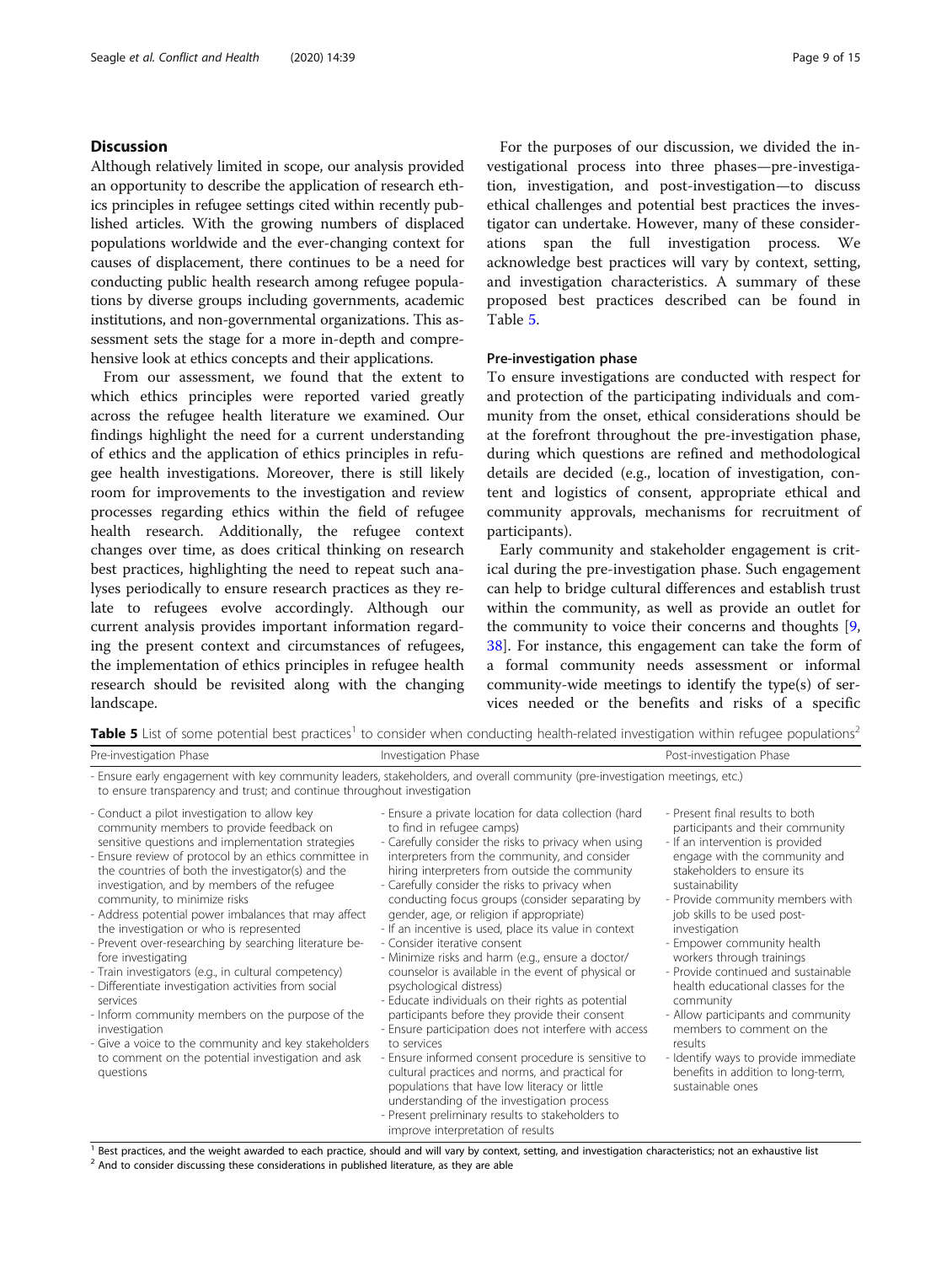## Discussion

Although relatively limited in scope, our analysis provided an opportunity to describe the application of research ethics principles in refugee settings cited within recently published articles. With the growing numbers of displaced populations worldwide and the ever-changing context for causes of displacement, there continues to be a need for conducting public health research among refugee populations by diverse groups including governments, academic institutions, and non-governmental organizations. This assessment sets the stage for a more in-depth and comprehensive look at ethics concepts and their applications.

From our assessment, we found that the extent to which ethics principles were reported varied greatly across the refugee health literature we examined. Our findings highlight the need for a current understanding of ethics and the application of ethics principles in refugee health investigations. Moreover, there is still likely room for improvements to the investigation and review processes regarding ethics within the field of refugee health research. Additionally, the refugee context changes over time, as does critical thinking on research best practices, highlighting the need to repeat such analyses periodically to ensure research practices as they relate to refugees evolve accordingly. Although our current analysis provides important information regarding the present context and circumstances of refugees, the implementation of ethics principles in refugee health research should be revisited along with the changing landscape.

For the purposes of our discussion, we divided the investigational process into three phases—pre-investigation, investigation, and post-investigation—to discuss ethical challenges and potential best practices the investigator can undertake. However, many of these considerations span the full investigation process. We acknowledge best practices will vary by context, setting, and investigation characteristics. A summary of these proposed best practices described can be found in Table 5.

### Pre-investigation phase

To ensure investigations are conducted with respect for and protection of the participating individuals and community from the onset, ethical considerations should be at the forefront throughout the pre-investigation phase, during which questions are refined and methodological details are decided (e.g., location of investigation, content and logistics of consent, appropriate ethical and community approvals, mechanisms for recruitment of participants).

Early community and stakeholder engagement is critical during the pre-investigation phase. Such engagement can help to bridge cultural differences and establish trust within the community, as well as provide an outlet for the community to voice their concerns and thoughts [9, 38]. For instance, this engagement can take the form of a formal community needs assessment or informal community-wide meetings to identify the type(s) of services needed or the benefits and risks of a specific

**Table 5** List of some potential best practices[1] to consider when conducting health-related investigation within refugee populations[2]

| Pre-investigation Phase | Investigation Phase | Post-investigation Phase |
|---|---|---|
| - Ensure early engagement with key community leaders, stakeholders, and overall community (pre-investigation meetings, etc.) to ensure transparency and trust; and continue throughout investigation | | |
| - Conduct a pilot investigation to allow key community members to provide feedback on sensitive questions and implementation strategies<br>- Ensure review of protocol by an ethics committee in the countries of both the investigator(s) and the investigation, and by members of the refugee community, to minimize risks<br>- Address potential power imbalances that may affect the investigation or who is represented<br>- Prevent over-researching by searching literature before investigating<br>- Train investigators (e.g., in cultural competency)<br>- Differentiate investigation activities from social services<br>- Inform community members on the purpose of the investigation<br>- Give a voice to the community and key stakeholders to comment on the potential investigation and ask questions | - Ensure a private location for data collection (hard to find in refugee camps)<br>- Carefully consider the risks to privacy when using interpreters from the community, and consider hiring interpreters from outside the community<br>- Carefully consider the risks to privacy when conducting focus groups (consider separating by gender, age, or religion if appropriate)<br>- If an incentive is used, place its value in context<br>- Consider iterative consent<br>- Minimize risks and harm (e.g., ensure a doctor/counselor is available in the event of physical or psychological distress)<br>- Educate individuals on their rights as potential participants before they provide their consent<br>- Ensure participation does not interfere with access to services<br>- Ensure informed consent procedure is sensitive to cultural practices and norms, and practical for populations that have low literacy or little understanding of the investigation process<br>- Present preliminary results to stakeholders to improve interpretation of results | - Present final results to both participants and their community<br>- If an intervention is provided engage with the community and stakeholders to ensure its sustainability<br>- Provide community members with job skills to be used post-investigation<br>- Empower community health workers through trainings<br>- Provide continued and sustainable health educational classes for the community<br>- Allow participants and community members to comment on the results<br>- Identify ways to provide immediate benefits in addition to long-term, sustainable ones |

[1] Best practices, and the weight awarded to each practice, should and will vary by context, setting, and investigation characteristics; not an exhaustive list
[2] And to consider discussing these considerations in published literature, as they are able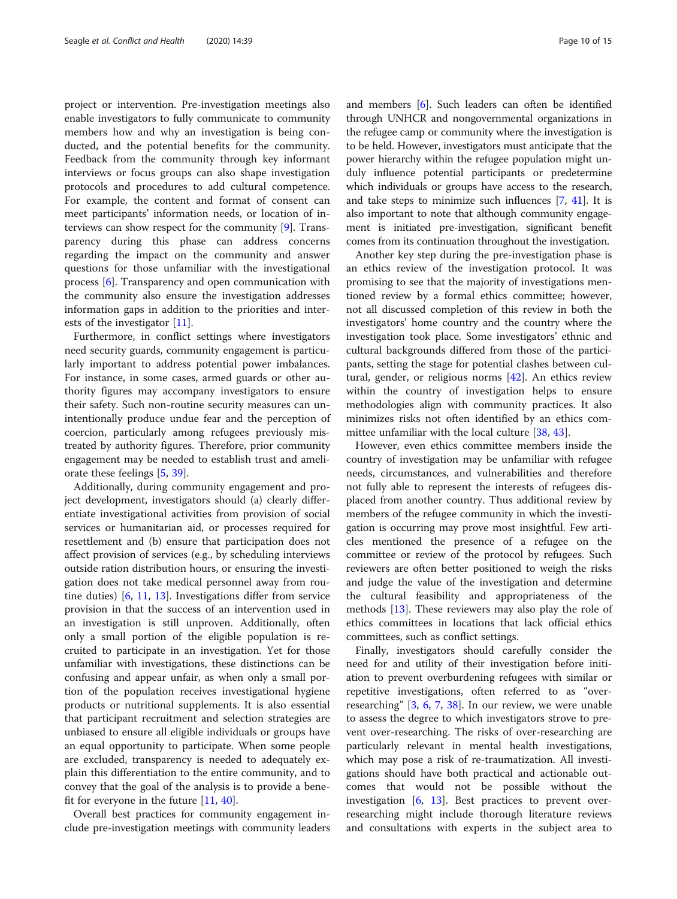project or intervention. Pre-investigation meetings also enable investigators to fully communicate to community members how and why an investigation is being conducted, and the potential benefits for the community. Feedback from the community through key informant interviews or focus groups can also shape investigation protocols and procedures to add cultural competence. For example, the content and format of consent can meet participants' information needs, or location of interviews can show respect for the community [9]. Transparency during this phase can address concerns regarding the impact on the community and answer questions for those unfamiliar with the investigational process [6]. Transparency and open communication with the community also ensure the investigation addresses information gaps in addition to the priorities and interests of the investigator [11].

Furthermore, in conflict settings where investigators need security guards, community engagement is particularly important to address potential power imbalances. For instance, in some cases, armed guards or other authority figures may accompany investigators to ensure their safety. Such non-routine security measures can unintentionally produce undue fear and the perception of coercion, particularly among refugees previously mistreated by authority figures. Therefore, prior community engagement may be needed to establish trust and ameliorate these feelings [5, 39].

Additionally, during community engagement and project development, investigators should (a) clearly differentiate investigational activities from provision of social services or humanitarian aid, or processes required for resettlement and (b) ensure that participation does not affect provision of services (e.g., by scheduling interviews outside ration distribution hours, or ensuring the investigation does not take medical personnel away from routine duties) [6, 11, 13]. Investigations differ from service provision in that the success of an intervention used in an investigation is still unproven. Additionally, often only a small portion of the eligible population is recruited to participate in an investigation. Yet for those unfamiliar with investigations, these distinctions can be confusing and appear unfair, as when only a small portion of the population receives investigational hygiene products or nutritional supplements. It is also essential that participant recruitment and selection strategies are unbiased to ensure all eligible individuals or groups have an equal opportunity to participate. When some people are excluded, transparency is needed to adequately explain this differentiation to the entire community, and to convey that the goal of the analysis is to provide a benefit for everyone in the future [11, 40].

Overall best practices for community engagement include pre-investigation meetings with community leaders and members [6]. Such leaders can often be identified through UNHCR and nongovernmental organizations in the refugee camp or community where the investigation is to be held. However, investigators must anticipate that the power hierarchy within the refugee population might unduly influence potential participants or predetermine which individuals or groups have access to the research, and take steps to minimize such influences [7, 41]. It is also important to note that although community engagement is initiated pre-investigation, significant benefit comes from its continuation throughout the investigation.

Another key step during the pre-investigation phase is an ethics review of the investigation protocol. It was promising to see that the majority of investigations mentioned review by a formal ethics committee; however, not all discussed completion of this review in both the investigators' home country and the country where the investigation took place. Some investigators' ethnic and cultural backgrounds differed from those of the participants, setting the stage for potential clashes between cultural, gender, or religious norms [42]. An ethics review within the country of investigation helps to ensure methodologies align with community practices. It also minimizes risks not often identified by an ethics committee unfamiliar with the local culture [38, 43].

However, even ethics committee members inside the country of investigation may be unfamiliar with refugee needs, circumstances, and vulnerabilities and therefore not fully able to represent the interests of refugees displaced from another country. Thus additional review by members of the refugee community in which the investigation is occurring may prove most insightful. Few articles mentioned the presence of a refugee on the committee or review of the protocol by refugees. Such reviewers are often better positioned to weigh the risks and judge the value of the investigation and determine the cultural feasibility and appropriateness of the methods [13]. These reviewers may also play the role of ethics committees in locations that lack official ethics committees, such as conflict settings.

Finally, investigators should carefully consider the need for and utility of their investigation before initiation to prevent overburdening refugees with similar or repetitive investigations, often referred to as "over-researching" [3, 6, 7, 38]. In our review, we were unable to assess the degree to which investigators strove to prevent over-researching. The risks of over-researching are particularly relevant in mental health investigations, which may pose a risk of re-traumatization. All investigations should have both practical and actionable outcomes that would not be possible without the investigation [6, 13]. Best practices to prevent over-researching might include thorough literature reviews and consultations with experts in the subject area to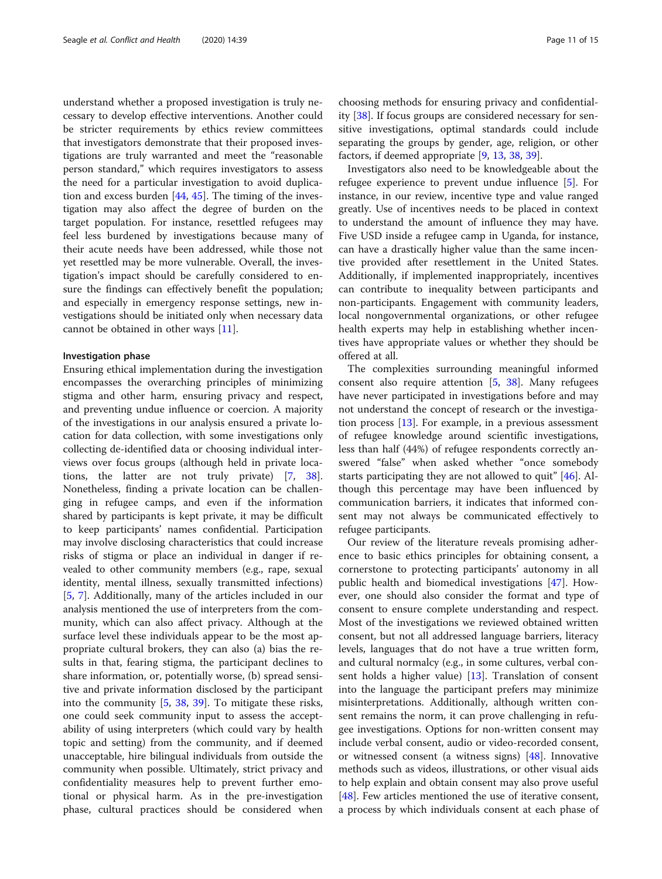understand whether a proposed investigation is truly necessary to develop effective interventions. Another could be stricter requirements by ethics review committees that investigators demonstrate that their proposed investigations are truly warranted and meet the "reasonable person standard," which requires investigators to assess the need for a particular investigation to avoid duplication and excess burden [44, 45]. The timing of the investigation may also affect the degree of burden on the target population. For instance, resettled refugees may feel less burdened by investigations because many of their acute needs have been addressed, while those not yet resettled may be more vulnerable. Overall, the investigation's impact should be carefully considered to ensure the findings can effectively benefit the population; and especially in emergency response settings, new investigations should be initiated only when necessary data cannot be obtained in other ways [11].

#### Investigation phase

Ensuring ethical implementation during the investigation encompasses the overarching principles of minimizing stigma and other harm, ensuring privacy and respect, and preventing undue influence or coercion. A majority of the investigations in our analysis ensured a private location for data collection, with some investigations only collecting de-identified data or choosing individual interviews over focus groups (although held in private locations, the latter are not truly private) [7, 38]. Nonetheless, finding a private location can be challenging in refugee camps, and even if the information shared by participants is kept private, it may be difficult to keep participants' names confidential. Participation may involve disclosing characteristics that could increase risks of stigma or place an individual in danger if revealed to other community members (e.g., rape, sexual identity, mental illness, sexually transmitted infections) [5, 7]. Additionally, many of the articles included in our analysis mentioned the use of interpreters from the community, which can also affect privacy. Although at the surface level these individuals appear to be the most appropriate cultural brokers, they can also (a) bias the results in that, fearing stigma, the participant declines to share information, or, potentially worse, (b) spread sensitive and private information disclosed by the participant into the community [5, 38, 39]. To mitigate these risks, one could seek community input to assess the acceptability of using interpreters (which could vary by health topic and setting) from the community, and if deemed unacceptable, hire bilingual individuals from outside the community when possible. Ultimately, strict privacy and confidentiality measures help to prevent further emotional or physical harm. As in the pre-investigation phase, cultural practices should be considered when choosing methods for ensuring privacy and confidentiality [38]. If focus groups are considered necessary for sensitive investigations, optimal standards could include separating the groups by gender, age, religion, or other factors, if deemed appropriate [9, 13, 38, 39].

Investigators also need to be knowledgeable about the refugee experience to prevent undue influence [5]. For instance, in our review, incentive type and value ranged greatly. Use of incentives needs to be placed in context to understand the amount of influence they may have. Five USD inside a refugee camp in Uganda, for instance, can have a drastically higher value than the same incentive provided after resettlement in the United States. Additionally, if implemented inappropriately, incentives can contribute to inequality between participants and non-participants. Engagement with community leaders, local nongovernmental organizations, or other refugee health experts may help in establishing whether incentives have appropriate values or whether they should be offered at all.

The complexities surrounding meaningful informed consent also require attention [5, 38]. Many refugees have never participated in investigations before and may not understand the concept of research or the investigation process [13]. For example, in a previous assessment of refugee knowledge around scientific investigations, less than half (44%) of refugee respondents correctly answered "false" when asked whether "once somebody starts participating they are not allowed to quit" [46]. Although this percentage may have been influenced by communication barriers, it indicates that informed consent may not always be communicated effectively to refugee participants.

Our review of the literature reveals promising adherence to basic ethics principles for obtaining consent, a cornerstone to protecting participants' autonomy in all public health and biomedical investigations [47]. However, one should also consider the format and type of consent to ensure complete understanding and respect. Most of the investigations we reviewed obtained written consent, but not all addressed language barriers, literacy levels, languages that do not have a true written form, and cultural normalcy (e.g., in some cultures, verbal consent holds a higher value) [13]. Translation of consent into the language the participant prefers may minimize misinterpretations. Additionally, although written consent remains the norm, it can prove challenging in refugee investigations. Options for non-written consent may include verbal consent, audio or video-recorded consent, or witnessed consent (a witness signs) [48]. Innovative methods such as videos, illustrations, or other visual aids to help explain and obtain consent may also prove useful [48]. Few articles mentioned the use of iterative consent, a process by which individuals consent at each phase of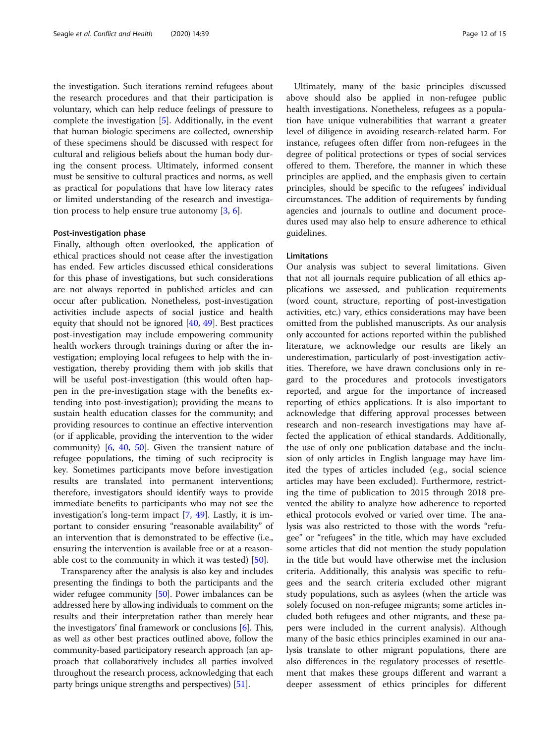the investigation. Such iterations remind refugees about the research procedures and that their participation is voluntary, which can help reduce feelings of pressure to complete the investigation [5]. Additionally, in the event that human biologic specimens are collected, ownership of these specimens should be discussed with respect for cultural and religious beliefs about the human body during the consent process. Ultimately, informed consent must be sensitive to cultural practices and norms, as well as practical for populations that have low literacy rates or limited understanding of the research and investigation process to help ensure true autonomy [3, 6].

#### Post-investigation phase

Finally, although often overlooked, the application of ethical practices should not cease after the investigation has ended. Few articles discussed ethical considerations for this phase of investigations, but such considerations are not always reported in published articles and can occur after publication. Nonetheless, post-investigation activities include aspects of social justice and health equity that should not be ignored [40, 49]. Best practices post-investigation may include empowering community health workers through trainings during or after the investigation; employing local refugees to help with the investigation, thereby providing them with job skills that will be useful post-investigation (this would often happen in the pre-investigation stage with the benefits extending into post-investigation); providing the means to sustain health education classes for the community; and providing resources to continue an effective intervention (or if applicable, providing the intervention to the wider community) [6, 40, 50]. Given the transient nature of refugee populations, the timing of such reciprocity is key. Sometimes participants move before investigation results are translated into permanent interventions; therefore, investigators should identify ways to provide immediate benefits to participants who may not see the investigation's long-term impact [7, 49]. Lastly, it is important to consider ensuring "reasonable availability" of an intervention that is demonstrated to be effective (i.e., ensuring the intervention is available free or at a reasonable cost to the community in which it was tested) [50].

Transparency after the analysis is also key and includes presenting the findings to both the participants and the wider refugee community [50]. Power imbalances can be addressed here by allowing individuals to comment on the results and their interpretation rather than merely hear the investigators' final framework or conclusions [6]. This, as well as other best practices outlined above, follow the community-based participatory research approach (an approach that collaboratively includes all parties involved throughout the research process, acknowledging that each party brings unique strengths and perspectives) [51].

Ultimately, many of the basic principles discussed above should also be applied in non-refugee public health investigations. Nonetheless, refugees as a population have unique vulnerabilities that warrant a greater level of diligence in avoiding research-related harm. For instance, refugees often differ from non-refugees in the degree of political protections or types of social services offered to them. Therefore, the manner in which these principles are applied, and the emphasis given to certain principles, should be specific to the refugees' individual circumstances. The addition of requirements by funding agencies and journals to outline and document procedures used may also help to ensure adherence to ethical guidelines.

### Limitations

Our analysis was subject to several limitations. Given that not all journals require publication of all ethics applications we assessed, and publication requirements (word count, structure, reporting of post-investigation activities, etc.) vary, ethics considerations may have been omitted from the published manuscripts. As our analysis only accounted for actions reported within the published literature, we acknowledge our results are likely an underestimation, particularly of post-investigation activities. Therefore, we have drawn conclusions only in regard to the procedures and protocols investigators reported, and argue for the importance of increased reporting of ethics applications. It is also important to acknowledge that differing approval processes between research and non-research investigations may have affected the application of ethical standards. Additionally, the use of only one publication database and the inclusion of only articles in English language may have limited the types of articles included (e.g., social science articles may have been excluded). Furthermore, restricting the time of publication to 2015 through 2018 prevented the ability to analyze how adherence to reported ethical protocols evolved or varied over time. The analysis was also restricted to those with the words "refugee" or "refugees" in the title, which may have excluded some articles that did not mention the study population in the title but would have otherwise met the inclusion criteria. Additionally, this analysis was specific to refugees and the search criteria excluded other migrant study populations, such as asylees (when the article was solely focused on non-refugee migrants; some articles included both refugees and other migrants, and these papers were included in the current analysis). Although many of the basic ethics principles examined in our analysis translate to other migrant populations, there are also differences in the regulatory processes of resettlement that makes these groups different and warrant a deeper assessment of ethics principles for different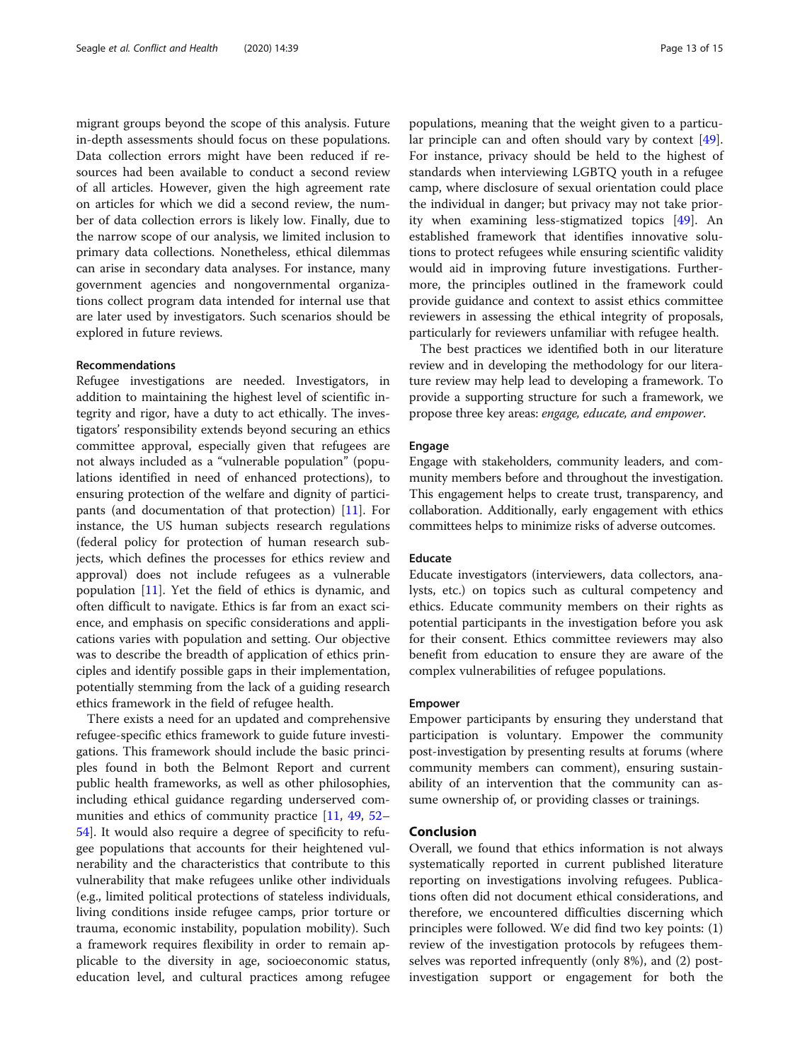migrant groups beyond the scope of this analysis. Future in-depth assessments should focus on these populations. Data collection errors might have been reduced if resources had been available to conduct a second review of all articles. However, given the high agreement rate on articles for which we did a second review, the number of data collection errors is likely low. Finally, due to the narrow scope of our analysis, we limited inclusion to primary data collections. Nonetheless, ethical dilemmas can arise in secondary data analyses. For instance, many government agencies and nongovernmental organizations collect program data intended for internal use that are later used by investigators. Such scenarios should be explored in future reviews.

### Recommendations

Refugee investigations are needed. Investigators, in addition to maintaining the highest level of scientific integrity and rigor, have a duty to act ethically. The investigators' responsibility extends beyond securing an ethics committee approval, especially given that refugees are not always included as a "vulnerable population" (populations identified in need of enhanced protections), to ensuring protection of the welfare and dignity of participants (and documentation of that protection) [11]. For instance, the US human subjects research regulations (federal policy for protection of human research subjects, which defines the processes for ethics review and approval) does not include refugees as a vulnerable population [11]. Yet the field of ethics is dynamic, and often difficult to navigate. Ethics is far from an exact science, and emphasis on specific considerations and applications varies with population and setting. Our objective was to describe the breadth of application of ethics principles and identify possible gaps in their implementation, potentially stemming from the lack of a guiding research ethics framework in the field of refugee health.

There exists a need for an updated and comprehensive refugee-specific ethics framework to guide future investigations. This framework should include the basic principles found in both the Belmont Report and current public health frameworks, as well as other philosophies, including ethical guidance regarding underserved communities and ethics of community practice [11, 49, 52–54]. It would also require a degree of specificity to refugee populations that accounts for their heightened vulnerability and the characteristics that contribute to this vulnerability that make refugees unlike other individuals (e.g., limited political protections of stateless individuals, living conditions inside refugee camps, prior torture or trauma, economic instability, population mobility). Such a framework requires flexibility in order to remain applicable to the diversity in age, socioeconomic status, education level, and cultural practices among refugee populations, meaning that the weight given to a particular principle can and often should vary by context [49]. For instance, privacy should be held to the highest of standards when interviewing LGBTQ youth in a refugee camp, where disclosure of sexual orientation could place the individual in danger; but privacy may not take priority when examining less-stigmatized topics [49]. An established framework that identifies innovative solutions to protect refugees while ensuring scientific validity would aid in improving future investigations. Furthermore, the principles outlined in the framework could provide guidance and context to assist ethics committee reviewers in assessing the ethical integrity of proposals, particularly for reviewers unfamiliar with refugee health.

The best practices we identified both in our literature review and in developing the methodology for our literature review may help lead to developing a framework. To provide a supporting structure for such a framework, we propose three key areas: *engage, educate, and empower*.

#### Engage

Engage with stakeholders, community leaders, and community members before and throughout the investigation. This engagement helps to create trust, transparency, and collaboration. Additionally, early engagement with ethics committees helps to minimize risks of adverse outcomes.

#### Educate

Educate investigators (interviewers, data collectors, analysts, etc.) on topics such as cultural competency and ethics. Educate community members on their rights as potential participants in the investigation before you ask for their consent. Ethics committee reviewers may also benefit from education to ensure they are aware of the complex vulnerabilities of refugee populations.

#### Empower

Empower participants by ensuring they understand that participation is voluntary. Empower the community post-investigation by presenting results at forums (where community members can comment), ensuring sustainability of an intervention that the community can assume ownership of, or providing classes or trainings.

## Conclusion

Overall, we found that ethics information is not always systematically reported in current published literature reporting on investigations involving refugees. Publications often did not document ethical considerations, and therefore, we encountered difficulties discerning which principles were followed. We did find two key points: (1) review of the investigation protocols by refugees themselves was reported infrequently (only 8%), and (2) post-investigation support or engagement for both the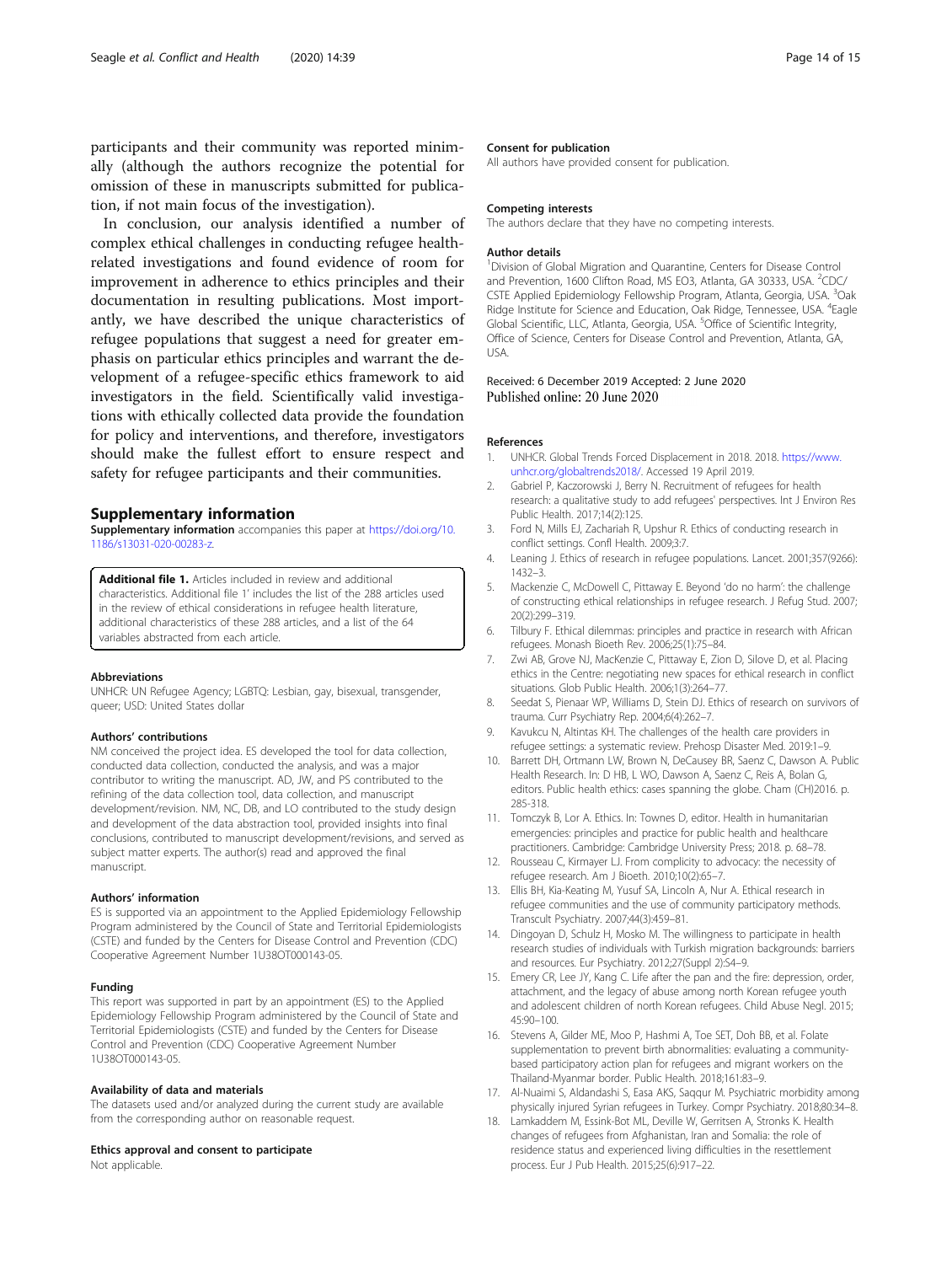participants and their community was reported minimally (although the authors recognize the potential for omission of these in manuscripts submitted for publication, if not main focus of the investigation).

In conclusion, our analysis identified a number of complex ethical challenges in conducting refugee health-related investigations and found evidence of room for improvement in adherence to ethics principles and their documentation in resulting publications. Most importantly, we have described the unique characteristics of refugee populations that suggest a need for greater emphasis on particular ethics principles and warrant the development of a refugee-specific ethics framework to aid investigators in the field. Scientifically valid investigations with ethically collected data provide the foundation for policy and interventions, and therefore, investigators should make the fullest effort to ensure respect and safety for refugee participants and their communities.

## Supplementary information

**Supplementary information** accompanies this paper at https://doi.org/10.1186/s13031-020-00283-z.

**Additional file 1.** Articles included in review and additional characteristics. Additional file 1' includes the list of the 288 articles used in the review of ethical considerations in refugee health literature, additional characteristics of these 288 articles, and a list of the 64 variables abstracted from each article.

#### Abbreviations

UNHCR: UN Refugee Agency; LGBTQ: Lesbian, gay, bisexual, transgender, queer; USD: United States dollar

#### Authors' contributions

NM conceived the project idea. ES developed the tool for data collection, conducted data collection, conducted the analysis, and was a major contributor to writing the manuscript. AD, JW, and PS contributed to the refining of the data collection tool, data collection, and manuscript development/revision. NM, NC, DB, and LO contributed to the study design and development of the data abstraction tool, provided insights into final conclusions, contributed to manuscript development/revisions, and served as subject matter experts. The author(s) read and approved the final manuscript.

#### Authors' information

ES is supported via an appointment to the Applied Epidemiology Fellowship Program administered by the Council of State and Territorial Epidemiologists (CSTE) and funded by the Centers for Disease Control and Prevention (CDC) Cooperative Agreement Number 1U38OT000143-05.

#### Funding

This report was supported in part by an appointment (ES) to the Applied Epidemiology Fellowship Program administered by the Council of State and Territorial Epidemiologists (CSTE) and funded by the Centers for Disease Control and Prevention (CDC) Cooperative Agreement Number 1U38OT000143-05.

#### Availability of data and materials

The datasets used and/or analyzed during the current study are available from the corresponding author on reasonable request.

#### Ethics approval and consent to participate

Not applicable.

#### Consent for publication

All authors have provided consent for publication.

#### Competing interests

The authors declare that they have no competing interests.

#### Author details

[1]Division of Global Migration and Quarantine, Centers for Disease Control and Prevention, 1600 Clifton Road, MS EO3, Atlanta, GA 30333, USA. [2]CDC/CSTE Applied Epidemiology Fellowship Program, Atlanta, Georgia, USA. [3]Oak Ridge Institute for Science and Education, Oak Ridge, Tennessee, USA. [4]Eagle Global Scientific, LLC, Atlanta, Georgia, USA. [5]Office of Scientific Integrity, Office of Science, Centers for Disease Control and Prevention, Atlanta, GA, USA.

Received: 6 December 2019 Accepted: 2 June 2020
Published online: 20 June 2020

#### References

1. UNHCR. Global Trends Forced Displacement in 2018. 2018. https://www.unhcr.org/globaltrends2018/. Accessed 19 April 2019.
2. Gabriel P, Kaczorowski J, Berry N. Recruitment of refugees for health research: a qualitative study to add refugees' perspectives. Int J Environ Res Public Health. 2017;14(2):125.
3. Ford N, Mills EJ, Zachariah R, Upshur R. Ethics of conducting research in conflict settings. Confl Health. 2009;3:7.
4. Leaning J. Ethics of research in refugee populations. Lancet. 2001;357(9266):1432–3.
5. Mackenzie C, McDowell C, Pittaway E. Beyond 'do no harm': the challenge of constructing ethical relationships in refugee research. J Refug Stud. 2007;20(2):299–319.
6. Tilbury F. Ethical dilemmas: principles and practice in research with African refugees. Monash Bioeth Rev. 2006;25(1):75–84.
7. Zwi AB, Grove NJ, MacKenzie C, Pittaway E, Zion D, Silove D, et al. Placing ethics in the Centre: negotiating new spaces for ethical research in conflict situations. Glob Public Health. 2006;1(3):264–77.
8. Seedat S, Pienaar WP, Williams D, Stein DJ. Ethics of research on survivors of trauma. Curr Psychiatry Rep. 2004;6(4):262–7.
9. Kavukcu N, Altintas KH. The challenges of the health care providers in refugee settings: a systematic review. Prehosp Disaster Med. 2019:1–9.
10. Barrett DH, Ortmann LW, Brown N, DeCausey BR, Saenz C, Dawson A. Public Health Research. In: D HB, L WO, Dawson A, Saenz C, Reis A, Bolan G, editors. Public health ethics: cases spanning the globe. Cham (CH)2016. p. 285-318.
11. Tomczyk B, Lor A. Ethics. In: Townes D, editor. Health in humanitarian emergencies: principles and practice for public health and healthcare practitioners. Cambridge: Cambridge University Press; 2018. p. 68–78.
12. Rousseau C, Kirmayer LJ. From complicity to advocacy: the necessity of refugee research. Am J Bioeth. 2010;10(2):65–7.
13. Ellis BH, Kia-Keating M, Yusuf SA, Lincoln A, Nur A. Ethical research in refugee communities and the use of community participatory methods. Transcult Psychiatry. 2007;44(3):459–81.
14. Dingoyan D, Schulz H, Mosko M. The willingness to participate in health research studies of individuals with Turkish migration backgrounds: barriers and resources. Eur Psychiatry. 2012;27(Suppl 2):S4–9.
15. Emery CR, Lee JY, Kang C. Life after the pan and the fire: depression, order, attachment, and the legacy of abuse among north Korean refugee youth and adolescent children of north Korean refugees. Child Abuse Negl. 2015;45:90–100.
16. Stevens A, Gilder ME, Moo P, Hashmi A, Toe SET, Doh BB, et al. Folate supplementation to prevent birth abnormalities: evaluating a community-based participatory action plan for refugees and migrant workers on the Thailand-Myanmar border. Public Health. 2018;161:83–9.
17. Al-Nuaimi S, Aldandashi S, Easa AKS, Saqqur M. Psychiatric morbidity among physically injured Syrian refugees in Turkey. Compr Psychiatry. 2018;80:34–8.
18. Lamkaddem M, Essink-Bot ML, Deville W, Gerritsen A, Stronks K. Health changes of refugees from Afghanistan, Iran and Somalia: the role of residence status and experienced living difficulties in the resettlement process. Eur J Pub Health. 2015;25(6):917–22.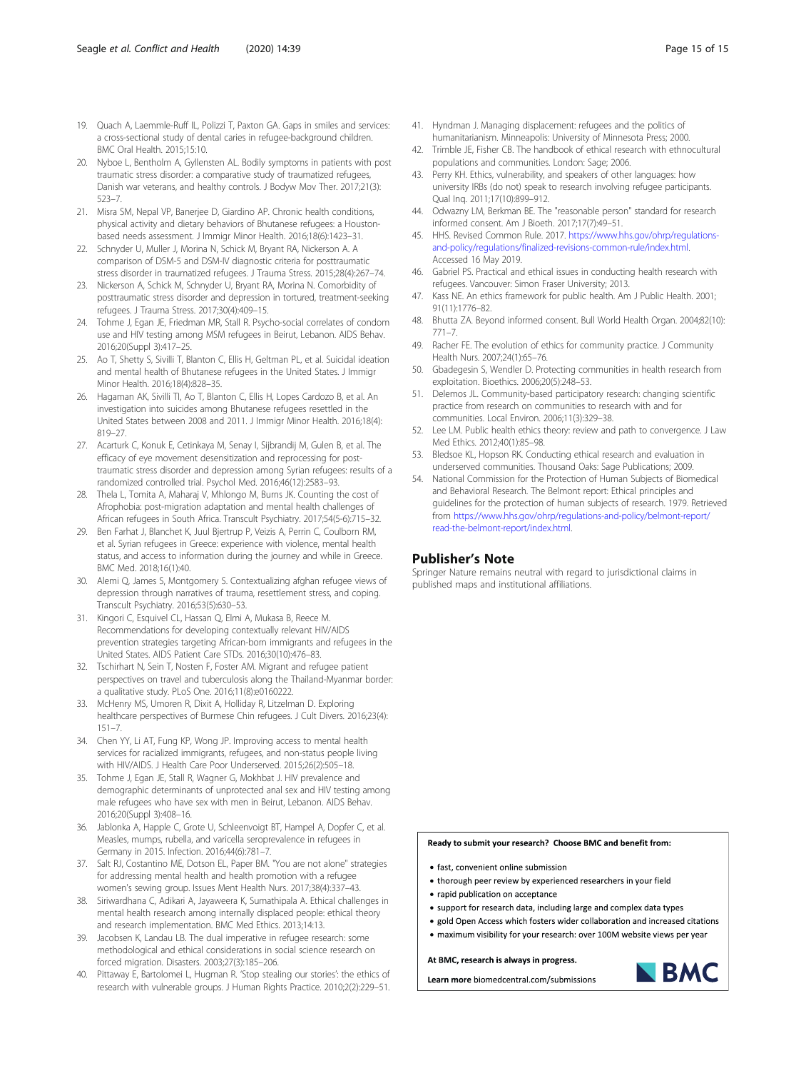19. Quach A, Laemmle-Ruff IL, Polizzi T, Paxton GA. Gaps in smiles and services: a cross-sectional study of dental caries in refugee-background children. BMC Oral Health. 2015;15:10.
20. Nyboe L, Bentholm A, Gyllensten AL. Bodily symptoms in patients with post traumatic stress disorder: a comparative study of traumatized refugees, Danish war veterans, and healthy controls. J Bodyw Mov Ther. 2017;21(3): 523–7.
21. Misra SM, Nepal VP, Banerjee D, Giardino AP. Chronic health conditions, physical activity and dietary behaviors of Bhutanese refugees: a Houston-based needs assessment. J Immigr Minor Health. 2016;18(6):1423–31.
22. Schnyder U, Muller J, Morina N, Schick M, Bryant RA, Nickerson A. A comparison of DSM-5 and DSM-IV diagnostic criteria for posttraumatic stress disorder in traumatized refugees. J Trauma Stress. 2015;28(4):267–74.
23. Nickerson A, Schick M, Schnyder U, Bryant RA, Morina N. Comorbidity of posttraumatic stress disorder and depression in tortured, treatment-seeking refugees. J Trauma Stress. 2017;30(4):409–15.
24. Tohme J, Egan JE, Friedman MR, Stall R. Psycho-social correlates of condom use and HIV testing among MSM refugees in Beirut, Lebanon. AIDS Behav. 2016;20(Suppl 3):417–25.
25. Ao T, Shetty S, Sivilli T, Blanton C, Ellis H, Geltman PL, et al. Suicidal ideation and mental health of Bhutanese refugees in the United States. J Immigr Minor Health. 2016;18(4):828–35.
26. Hagaman AK, Sivilli TI, Ao T, Blanton C, Ellis H, Lopes Cardozo B, et al. An investigation into suicides among Bhutanese refugees resettled in the United States between 2008 and 2011. J Immigr Minor Health. 2016;18(4): 819–27.
27. Acarturk C, Konuk E, Cetinkaya M, Senay I, Sijbrandij M, Gulen B, et al. The efficacy of eye movement desensitization and reprocessing for post-traumatic stress disorder and depression among Syrian refugees: results of a randomized controlled trial. Psychol Med. 2016;46(12):2583–93.
28. Thela L, Tomita A, Maharaj V, Mhlongo M, Burns JK. Counting the cost of Afrophobia: post-migration adaptation and mental health challenges of African refugees in South Africa. Transcult Psychiatry. 2017;54(5-6):715–32.
29. Ben Farhat J, Blanchet K, Juul Bjertrup P, Veizis A, Perrin C, Coulborn RM, et al. Syrian refugees in Greece: experience with violence, mental health status, and access to information during the journey and while in Greece. BMC Med. 2018;16(1):40.
30. Alemi Q, James S, Montgomery S. Contextualizing afghan refugee views of depression through narratives of trauma, resettlement stress, and coping. Transcult Psychiatry. 2016;53(5):630–53.
31. Kingori C, Esquivel CL, Hassan Q, Elmi A, Mukasa B, Reece M. Recommendations for developing contextually relevant HIV/AIDS prevention strategies targeting African-born immigrants and refugees in the United States. AIDS Patient Care STDs. 2016;30(10):476–83.
32. Tschirhart N, Sein T, Nosten F, Foster AM. Migrant and refugee patient perspectives on travel and tuberculosis along the Thailand-Myanmar border: a qualitative study. PLoS One. 2016;11(8):e0160222.
33. McHenry MS, Umoren R, Dixit A, Holliday R, Litzelman D. Exploring healthcare perspectives of Burmese Chin refugees. J Cult Divers. 2016;23(4): 151–7.
34. Chen YY, Li AT, Fung KP, Wong JP. Improving access to mental health services for racialized immigrants, refugees, and non-status people living with HIV/AIDS. J Health Care Poor Underserved. 2015;26(2):505–18.
35. Tohme J, Egan JE, Stall R, Wagner G, Mokhbat J. HIV prevalence and demographic determinants of unprotected anal sex and HIV testing among male refugees who have sex with men in Beirut, Lebanon. AIDS Behav. 2016;20(Suppl 3):408–16.
36. Jablonka A, Happle C, Grote U, Schleenvoigt BT, Hampel A, Dopfer C, et al. Measles, mumps, rubella, and varicella seroprevalence in refugees in Germany in 2015. Infection. 2016;44(6):781–7.
37. Salt RJ, Costantino ME, Dotson EL, Paper BM. "You are not alone" strategies for addressing mental health and health promotion with a refugee women's sewing group. Issues Ment Health Nurs. 2017;38(4):337–43.
38. Siriwardhana C, Adikari A, Jayaweera K, Sumathipala A. Ethical challenges in mental health research among internally displaced people: ethical theory and research implementation. BMC Med Ethics. 2013;14:13.
39. Jacobsen K, Landau LB. The dual imperative in refugee research: some methodological and ethical considerations in social science research on forced migration. Disasters. 2003;27(3):185–206.
40. Pittaway E, Bartolomei L, Hugman R. 'Stop stealing our stories': the ethics of research with vulnerable groups. J Human Rights Practice. 2010;2(2):229–51.
41. Hyndman J. Managing displacement: refugees and the politics of humanitarianism. Minneapolis: University of Minnesota Press; 2000.
42. Trimble JE, Fisher CB. The handbook of ethical research with ethnocultural populations and communities. London: Sage; 2006.
43. Perry KH. Ethics, vulnerability, and speakers of other languages: how university IRBs (do not) speak to research involving refugee participants. Qual Inq. 2011;17(10):899–912.
44. Odwazny LM, Berkman BE. The "reasonable person" standard for research informed consent. Am J Bioeth. 2017;17(7):49–51.
45. HHS. Revised Common Rule. 2017. https://www.hhs.gov/ohrp/regulations-and-policy/regulations/finalized-revisions-common-rule/index.html. Accessed 16 May 2019.
46. Gabriel PS. Practical and ethical issues in conducting health research with refugees. Vancouver: Simon Fraser University; 2013.
47. Kass NE. An ethics framework for public health. Am J Public Health. 2001; 91(11):1776–82.
48. Bhutta ZA. Beyond informed consent. Bull World Health Organ. 2004;82(10): 771–7.
49. Racher FE. The evolution of ethics for community practice. J Community Health Nurs. 2007;24(1):65–76.
50. Gbadegesin S, Wendler D. Protecting communities in health research from exploitation. Bioethics. 2006;20(5):248–53.
51. Delemos JL. Community-based participatory research: changing scientific practice from research on communities to research with and for communities. Local Environ. 2006;11(3):329–38.
52. Lee LM. Public health ethics theory: review and path to convergence. J Law Med Ethics. 2012;40(1):85–98.
53. Bledsoe KL, Hopson RK. Conducting ethical research and evaluation in underserved communities. Thousand Oaks: Sage Publications; 2009.
54. National Commission for the Protection of Human Subjects of Biomedical and Behavioral Research. The Belmont report: Ethical principles and guidelines for the protection of human subjects of research. 1979. Retrieved from https://www.hhs.gov/ohrp/regulations-and-policy/belmont-report/read-the-belmont-report/index.html.

## Publisher's Note

Springer Nature remains neutral with regard to jurisdictional claims in published maps and institutional affiliations.

**Ready to submit your research? Choose BMC and benefit from:**

- fast, convenient online submission
- thorough peer review by experienced researchers in your field
- rapid publication on acceptance
- support for research data, including large and complex data types
- gold Open Access which fosters wider collaboration and increased citations
- maximum visibility for your research: over 100M website views per year

**At BMC, research is always in progress.**

**Learn more** biomedcentral.com/submissions

BMC